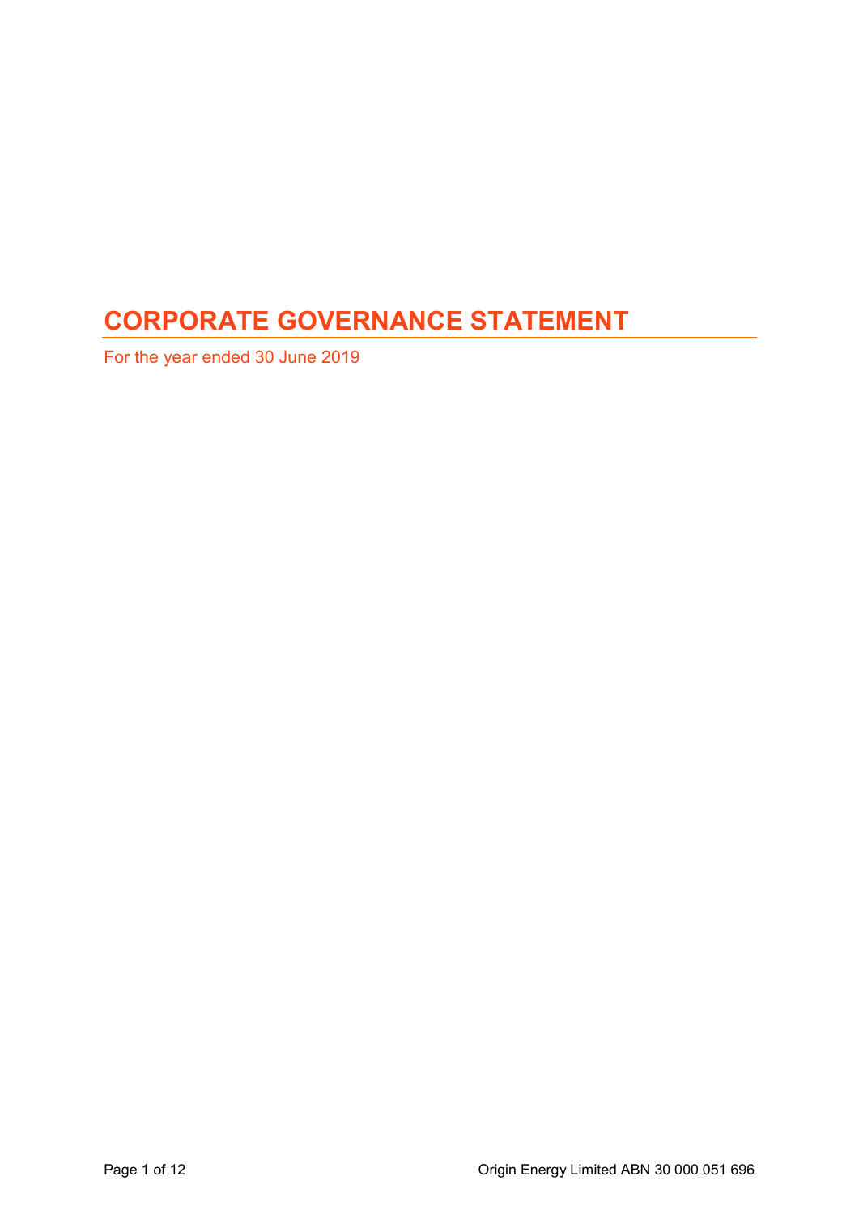# CORPORATE GOVERNANCE STATEMENT

For the year ended 30 June 2019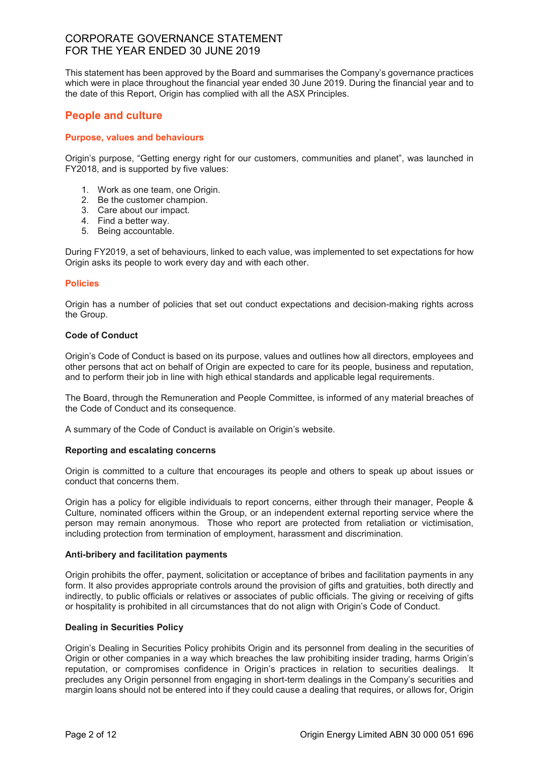# CORPORATE GOVERNANCE STATEMENT
# FOR THE YEAR ENDED 30 JUNE 2019

This statement has been approved by the Board and summarises the Company's governance practices which were in place throughout the financial year ended 30 June 2019. During the financial year and to the date of this Report, Origin has complied with all the ASX Principles.

## People and culture

### Purpose, values and behaviours

Origin's purpose, "Getting energy right for our customers, communities and planet", was launched in FY2018, and is supported by five values:

1. Work as one team, one Origin.
2. Be the customer champion.
3. Care about our impact.
4. Find a better way.
5. Being accountable.

During FY2019, a set of behaviours, linked to each value, was implemented to set expectations for how Origin asks its people to work every day and with each other.

### Policies

Origin has a number of policies that set out conduct expectations and decision-making rights across the Group.

**Code of Conduct**

Origin's Code of Conduct is based on its purpose, values and outlines how all directors, employees and other persons that act on behalf of Origin are expected to care for its people, business and reputation, and to perform their job in line with high ethical standards and applicable legal requirements.

The Board, through the Remuneration and People Committee, is informed of any material breaches of the Code of Conduct and its consequence.

A summary of the Code of Conduct is available on Origin's website.

**Reporting and escalating concerns**

Origin is committed to a culture that encourages its people and others to speak up about issues or conduct that concerns them.

Origin has a policy for eligible individuals to report concerns, either through their manager, People & Culture, nominated officers within the Group, or an independent external reporting service where the person may remain anonymous. Those who report are protected from retaliation or victimisation, including protection from termination of employment, harassment and discrimination.

**Anti-bribery and facilitation payments**

Origin prohibits the offer, payment, solicitation or acceptance of bribes and facilitation payments in any form. It also provides appropriate controls around the provision of gifts and gratuities, both directly and indirectly, to public officials or relatives or associates of public officials. The giving or receiving of gifts or hospitality is prohibited in all circumstances that do not align with Origin's Code of Conduct.

**Dealing in Securities Policy**

Origin's Dealing in Securities Policy prohibits Origin and its personnel from dealing in the securities of Origin or other companies in a way which breaches the law prohibiting insider trading, harms Origin's reputation, or compromises confidence in Origin's practices in relation to securities dealings. It precludes any Origin personnel from engaging in short-term dealings in the Company's securities and margin loans should not be entered into if they could cause a dealing that requires, or allows for, Origin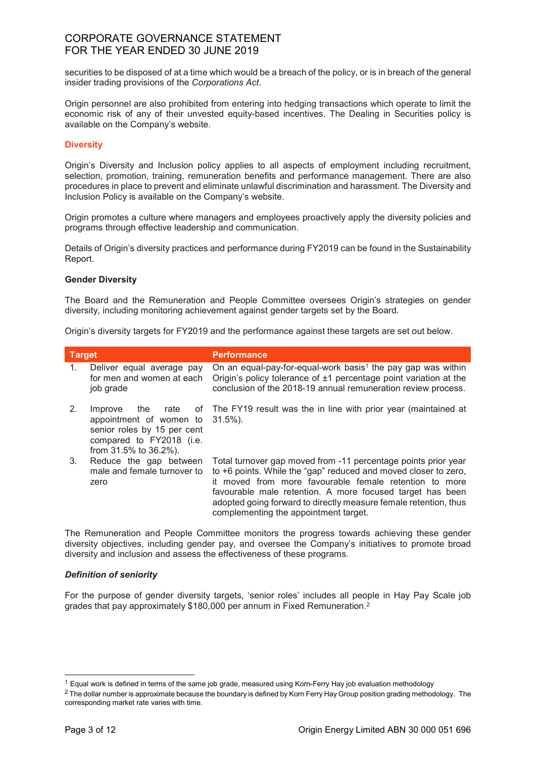securities to be disposed of at a time which would be a breach of the policy, or is in breach of the general insider trading provisions of the *Corporations Act*.

Origin personnel are also prohibited from entering into hedging transactions which operate to limit the economic risk of any of their unvested equity-based incentives. The Dealing in Securities policy is available on the Company's website.

## Diversity

Origin's Diversity and Inclusion policy applies to all aspects of employment including recruitment, selection, promotion, training, remuneration benefits and performance management. There are also procedures in place to prevent and eliminate unlawful discrimination and harassment. The Diversity and Inclusion Policy is available on the Company's website.

Origin promotes a culture where managers and employees proactively apply the diversity policies and programs through effective leadership and communication.

Details of Origin's diversity practices and performance during FY2019 can be found in the Sustainability Report.

### Gender Diversity

The Board and the Remuneration and People Committee oversees Origin's strategies on gender diversity, including monitoring achievement against gender targets set by the Board.

Origin's diversity targets for FY2019 and the performance against these targets are set out below.

| Target | Performance |
|---|---|
| 1. Deliver equal average pay for men and women at each job grade | On an equal-pay-for-equal-work basis[1] the pay gap was within Origin's policy tolerance of ±1 percentage point variation at the conclusion of the 2018-19 annual remuneration review process. |
| 2. Improve the rate of appointment of women to senior roles by 15 per cent compared to FY2018 (i.e. from 31.5% to 36.2%). | The FY19 result was the in line with prior year (maintained at 31.5%). |
| 3. Reduce the gap between male and female turnover to zero | Total turnover gap moved from -11 percentage points prior year to +6 points. While the "gap" reduced and moved closer to zero, it moved from more favourable female retention to more favourable male retention. A more focused target has been adopted going forward to directly measure female retention, thus complementing the appointment target. |

The Remuneration and People Committee monitors the progress towards achieving these gender diversity objectives, including gender pay, and oversee the Company's initiatives to promote broad diversity and inclusion and assess the effectiveness of these programs.

### *Definition of seniority*

For the purpose of gender diversity targets, 'senior roles' includes all people in Hay Pay Scale job grades that pay approximately $180,000 per annum in Fixed Remuneration.[2]

---

[1] Equal work is defined in terms of the same job grade, measured using Korn-Ferry Hay job evaluation methodology

[2] The dollar number is approximate because the boundary is defined by Korn Ferry Hay Group position grading methodology. The corresponding market rate varies with time.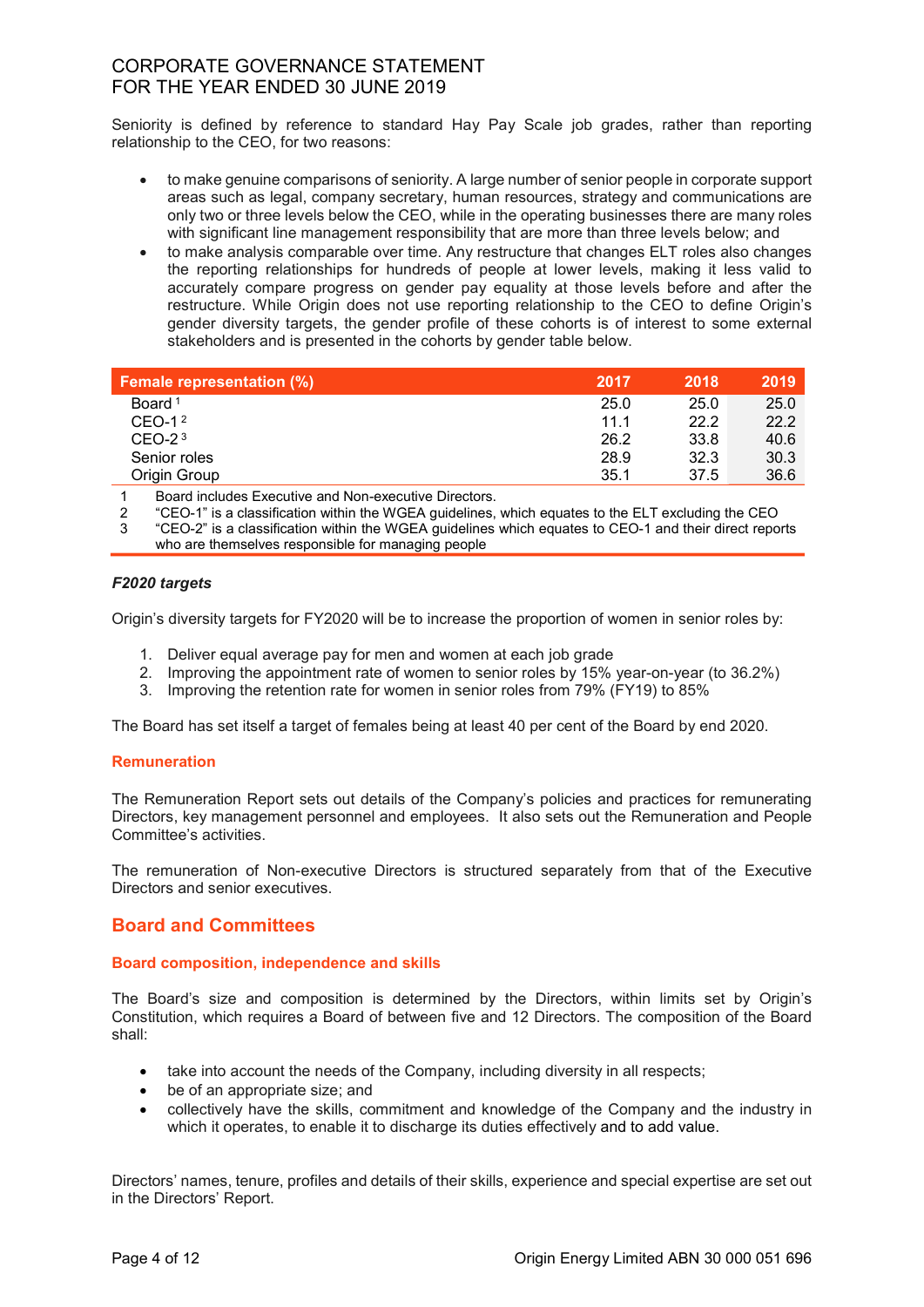Seniority is defined by reference to standard Hay Pay Scale job grades, rather than reporting relationship to the CEO, for two reasons:

- to make genuine comparisons of seniority. A large number of senior people in corporate support areas such as legal, company secretary, human resources, strategy and communications are only two or three levels below the CEO, while in the operating businesses there are many roles with significant line management responsibility that are more than three levels below; and
- to make analysis comparable over time. Any restructure that changes ELT roles also changes the reporting relationships for hundreds of people at lower levels, making it less valid to accurately compare progress on gender pay equality at those levels before and after the restructure. While Origin does not use reporting relationship to the CEO to define Origin's gender diversity targets, the gender profile of these cohorts is of interest to some external stakeholders and is presented in the cohorts by gender table below.

| Female representation (%) | 2017 | 2018 | 2019 |
|---|---|---|---|
| Board [1] | 25.0 | 25.0 | 25.0 |
| CEO-1 [2] | 11.1 | 22.2 | 22.2 |
| CEO-2 [3] | 26.2 | 33.8 | 40.6 |
| Senior roles | 28.9 | 32.3 | 30.3 |
| Origin Group | 35.1 | 37.5 | 36.6 |

1 Board includes Executive and Non-executive Directors.
2 "CEO-1" is a classification within the WGEA guidelines, which equates to the ELT excluding the CEO
3 "CEO-2" is a classification within the WGEA guidelines which equates to CEO-1 and their direct reports who are themselves responsible for managing people

***F2020 targets***

Origin's diversity targets for FY2020 will be to increase the proportion of women in senior roles by:

1. Deliver equal average pay for men and women at each job grade
2. Improving the appointment rate of women to senior roles by 15% year-on-year (to 36.2%)
3. Improving the retention rate for women in senior roles from 79% (FY19) to 85%

The Board has set itself a target of females being at least 40 per cent of the Board by end 2020.

### Remuneration

The Remuneration Report sets out details of the Company's policies and practices for remunerating Directors, key management personnel and employees. It also sets out the Remuneration and People Committee's activities.

The remuneration of Non-executive Directors is structured separately from that of the Executive Directors and senior executives.

## Board and Committees

### Board composition, independence and skills

The Board's size and composition is determined by the Directors, within limits set by Origin's Constitution, which requires a Board of between five and 12 Directors. The composition of the Board shall:

- take into account the needs of the Company, including diversity in all respects;
- be of an appropriate size; and
- collectively have the skills, commitment and knowledge of the Company and the industry in which it operates, to enable it to discharge its duties effectively and to add value.

Directors' names, tenure, profiles and details of their skills, experience and special expertise are set out in the Directors' Report.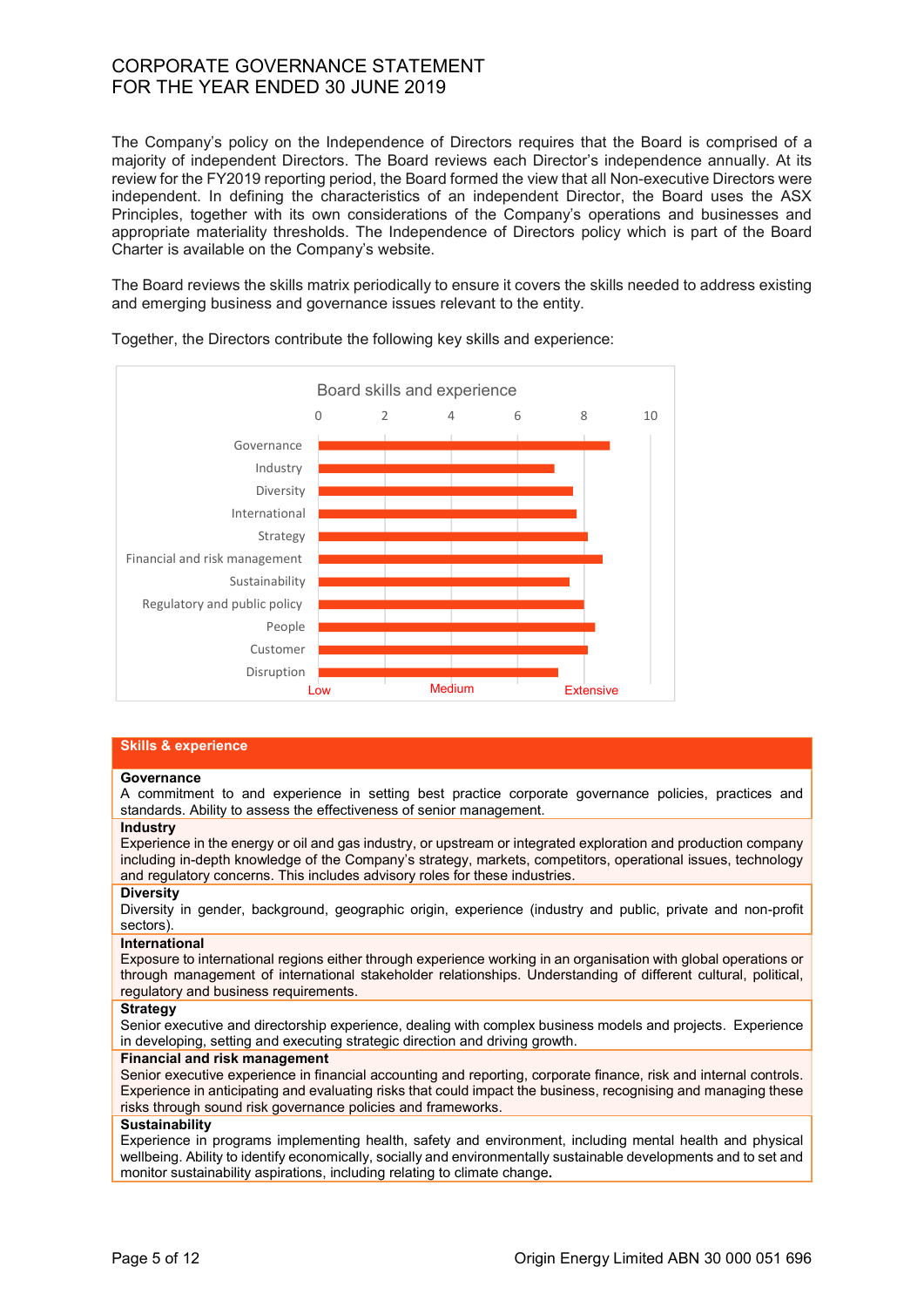The Company's policy on the Independence of Directors requires that the Board is comprised of a majority of independent Directors. The Board reviews each Director's independence annually. At its review for the FY2019 reporting period, the Board formed the view that all Non-executive Directors were independent. In defining the characteristics of an independent Director, the Board uses the ASX Principles, together with its own considerations of the Company's operations and businesses and appropriate materiality thresholds. The Independence of Directors policy which is part of the Board Charter is available on the Company's website.

The Board reviews the skills matrix periodically to ensure it covers the skills needed to address existing and emerging business and governance issues relevant to the entity.

Together, the Directors contribute the following key skills and experience:

**Board skills and experience**

Skills shown on the chart (scale 0–10: Low, Medium, Extensive): Governance, Industry, Diversity, International, Strategy, Financial and risk management, Sustainability, Regulatory and public policy, People, Customer, Disruption.

| Skills & experience |
|---|
| **Governance**<br>A commitment to and experience in setting best practice corporate governance policies, practices and standards. Ability to assess the effectiveness of senior management. |
| **Industry**<br>Experience in the energy or oil and gas industry, or upstream or integrated exploration and production company including in-depth knowledge of the Company's strategy, markets, competitors, operational issues, technology and regulatory concerns. This includes advisory roles for these industries. |
| **Diversity**<br>Diversity in gender, background, geographic origin, experience (industry and public, private and non-profit sectors). |
| **International**<br>Exposure to international regions either through experience working in an organisation with global operations or through management of international stakeholder relationships. Understanding of different cultural, political, regulatory and business requirements. |
| **Strategy**<br>Senior executive and directorship experience, dealing with complex business models and projects. Experience in developing, setting and executing strategic direction and driving growth. |
| **Financial and risk management**<br>Senior executive experience in financial accounting and reporting, corporate finance, risk and internal controls. Experience in anticipating and evaluating risks that could impact the business, recognising and managing these risks through sound risk governance policies and frameworks. |
| **Sustainability**<br>Experience in programs implementing health, safety and environment, including mental health and physical wellbeing. Ability to identify economically, socially and environmentally sustainable developments and to set and monitor sustainability aspirations, including relating to climate change. |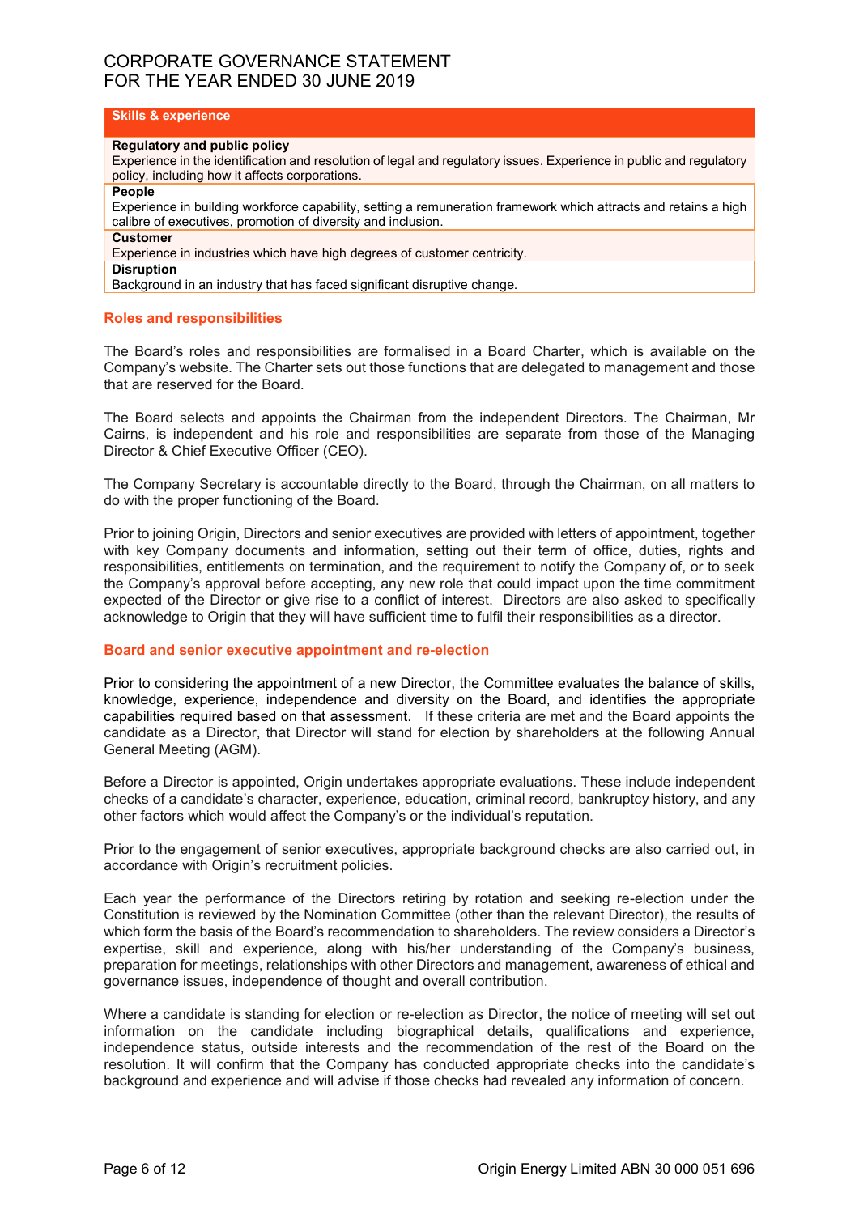| Skills & experience |
|---|
| **Regulatory and public policy**<br>Experience in the identification and resolution of legal and regulatory issues. Experience in public and regulatory policy, including how it affects corporations. |
| **People**<br>Experience in building workforce capability, setting a remuneration framework which attracts and retains a high calibre of executives, promotion of diversity and inclusion. |
| **Customer**<br>Experience in industries which have high degrees of customer centricity. |
| **Disruption**<br>Background in an industry that has faced significant disruptive change. |

## Roles and responsibilities

The Board's roles and responsibilities are formalised in a Board Charter, which is available on the Company's website. The Charter sets out those functions that are delegated to management and those that are reserved for the Board.

The Board selects and appoints the Chairman from the independent Directors. The Chairman, Mr Cairns, is independent and his role and responsibilities are separate from those of the Managing Director & Chief Executive Officer (CEO).

The Company Secretary is accountable directly to the Board, through the Chairman, on all matters to do with the proper functioning of the Board.

Prior to joining Origin, Directors and senior executives are provided with letters of appointment, together with key Company documents and information, setting out their term of office, duties, rights and responsibilities, entitlements on termination, and the requirement to notify the Company of, or to seek the Company's approval before accepting, any new role that could impact upon the time commitment expected of the Director or give rise to a conflict of interest. Directors are also asked to specifically acknowledge to Origin that they will have sufficient time to fulfil their responsibilities as a director.

## Board and senior executive appointment and re-election

Prior to considering the appointment of a new Director, the Committee evaluates the balance of skills, knowledge, experience, independence and diversity on the Board, and identifies the appropriate capabilities required based on that assessment. If these criteria are met and the Board appoints the candidate as a Director, that Director will stand for election by shareholders at the following Annual General Meeting (AGM).

Before a Director is appointed, Origin undertakes appropriate evaluations. These include independent checks of a candidate's character, experience, education, criminal record, bankruptcy history, and any other factors which would affect the Company's or the individual's reputation.

Prior to the engagement of senior executives, appropriate background checks are also carried out, in accordance with Origin's recruitment policies.

Each year the performance of the Directors retiring by rotation and seeking re-election under the Constitution is reviewed by the Nomination Committee (other than the relevant Director), the results of which form the basis of the Board's recommendation to shareholders. The review considers a Director's expertise, skill and experience, along with his/her understanding of the Company's business, preparation for meetings, relationships with other Directors and management, awareness of ethical and governance issues, independence of thought and overall contribution.

Where a candidate is standing for election or re-election as Director, the notice of meeting will set out information on the candidate including biographical details, qualifications and experience, independence status, outside interests and the recommendation of the rest of the Board on the resolution. It will confirm that the Company has conducted appropriate checks into the candidate's background and experience and will advise if those checks had revealed any information of concern.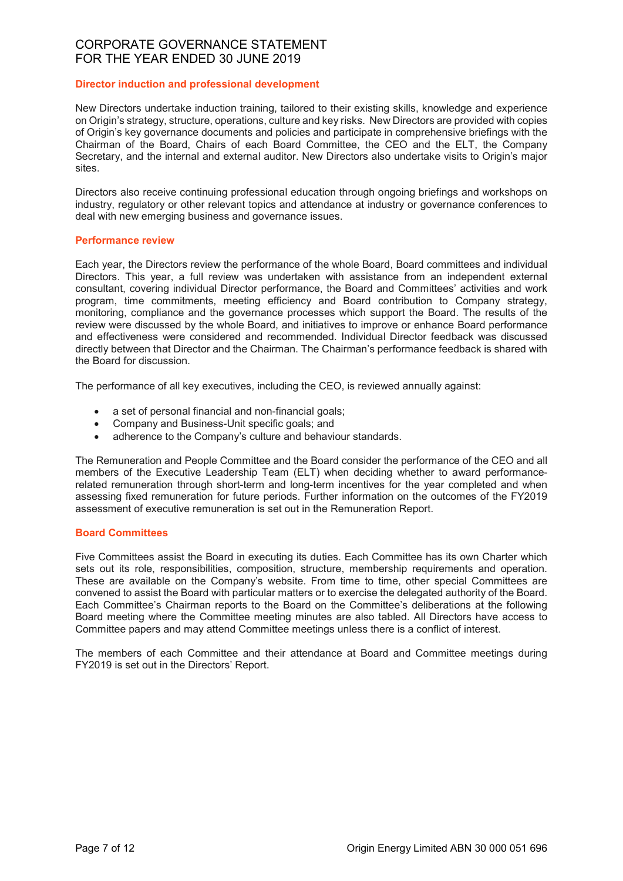### Director induction and professional development

New Directors undertake induction training, tailored to their existing skills, knowledge and experience on Origin's strategy, structure, operations, culture and key risks. New Directors are provided with copies of Origin's key governance documents and policies and participate in comprehensive briefings with the Chairman of the Board, Chairs of each Board Committee, the CEO and the ELT, the Company Secretary, and the internal and external auditor. New Directors also undertake visits to Origin's major sites.

Directors also receive continuing professional education through ongoing briefings and workshops on industry, regulatory or other relevant topics and attendance at industry or governance conferences to deal with new emerging business and governance issues.

### Performance review

Each year, the Directors review the performance of the whole Board, Board committees and individual Directors. This year, a full review was undertaken with assistance from an independent external consultant, covering individual Director performance, the Board and Committees' activities and work program, time commitments, meeting efficiency and Board contribution to Company strategy, monitoring, compliance and the governance processes which support the Board. The results of the review were discussed by the whole Board, and initiatives to improve or enhance Board performance and effectiveness were considered and recommended. Individual Director feedback was discussed directly between that Director and the Chairman. The Chairman's performance feedback is shared with the Board for discussion.

The performance of all key executives, including the CEO, is reviewed annually against:

- a set of personal financial and non-financial goals;
- Company and Business-Unit specific goals; and
- adherence to the Company's culture and behaviour standards.

The Remuneration and People Committee and the Board consider the performance of the CEO and all members of the Executive Leadership Team (ELT) when deciding whether to award performance-related remuneration through short-term and long-term incentives for the year completed and when assessing fixed remuneration for future periods. Further information on the outcomes of the FY2019 assessment of executive remuneration is set out in the Remuneration Report.

### Board Committees

Five Committees assist the Board in executing its duties. Each Committee has its own Charter which sets out its role, responsibilities, composition, structure, membership requirements and operation. These are available on the Company's website. From time to time, other special Committees are convened to assist the Board with particular matters or to exercise the delegated authority of the Board. Each Committee's Chairman reports to the Board on the Committee's deliberations at the following Board meeting where the Committee meeting minutes are also tabled. All Directors have access to Committee papers and may attend Committee meetings unless there is a conflict of interest.

The members of each Committee and their attendance at Board and Committee meetings during FY2019 is set out in the Directors' Report.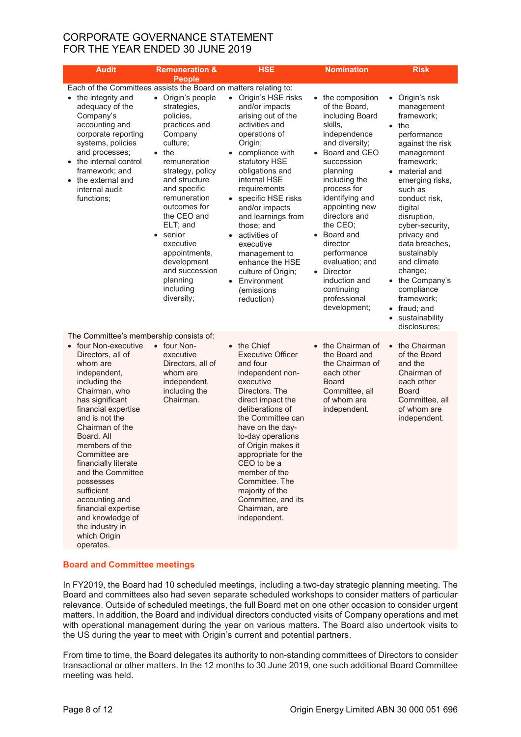# CORPORATE GOVERNANCE STATEMENT
# FOR THE YEAR ENDED 30 JUNE 2019

| Audit | Remuneration & People | HSE | Nomination | Risk |
|---|---|---|---|---|
| Each of the Committees assists the Board on matters relating to: | | | | |
| • the integrity and adequacy of the Company's accounting and corporate reporting systems, policies and processes;<br>• the internal control framework; and<br>• the external and internal audit functions; | • Origin's people strategies, policies, practices and Company culture;<br>• the remuneration strategy, policy and structure and specific remuneration outcomes for the CEO and ELT; and<br>• senior executive appointments, development and succession planning including diversity; | • Origin's HSE risks and/or impacts arising out of the activities and operations of Origin;<br>• compliance with statutory HSE obligations and internal HSE requirements<br>• specific HSE risks and/or impacts and learnings from those; and<br>• activities of executive management to enhance the HSE culture of Origin;<br>• Environment (emissions reduction) | • the composition of the Board, including Board skills, independence and diversity;<br>• Board and CEO succession planning including the process for identifying and appointing new directors and the CEO;<br>• Board and director performance evaluation; and<br>• Director induction and continuing professional development; | • Origin's risk management framework;<br>• the performance against the risk management framework;<br>• material and emerging risks, such as conduct risk, digital disruption, cyber-security, privacy and data breaches, sustainably and climate change;<br>• the Company's compliance framework;<br>• fraud; and<br>• sustainability disclosures; |
| The Committee's membership consists of: | | | | |
| • four Non-executive Directors, all of whom are independent, including the Chairman, who has significant financial expertise and is not the Chairman of the Board. All members of the Committee are financially literate and the Committee possesses sufficient accounting and financial expertise and knowledge of the industry in which Origin operates. | • four Non-executive Directors, all of whom are independent, including the Chairman. | • the Chief Executive Officer and four independent non-executive Directors. The direct impact the deliberations of the Committee can have on the day-to-day operations of Origin makes it appropriate for the CEO to be a member of the Committee. The majority of the Committee, and its Chairman, are independent. | • the Chairman of the Board and the Chairman of each other Board Committee, all of whom are independent. | • the Chairman of the Board and the Chairman of each other Board Committee, all of whom are independent. |

## Board and Committee meetings

In FY2019, the Board had 10 scheduled meetings, including a two-day strategic planning meeting. The Board and committees also had seven separate scheduled workshops to consider matters of particular relevance. Outside of scheduled meetings, the full Board met on one other occasion to consider urgent matters. In addition, the Board and individual directors conducted visits of Company operations and met with operational management during the year on various matters. The Board also undertook visits to the US during the year to meet with Origin's current and potential partners.

From time to time, the Board delegates its authority to non-standing committees of Directors to consider transactional or other matters. In the 12 months to 30 June 2019, one such additional Board Committee meeting was held.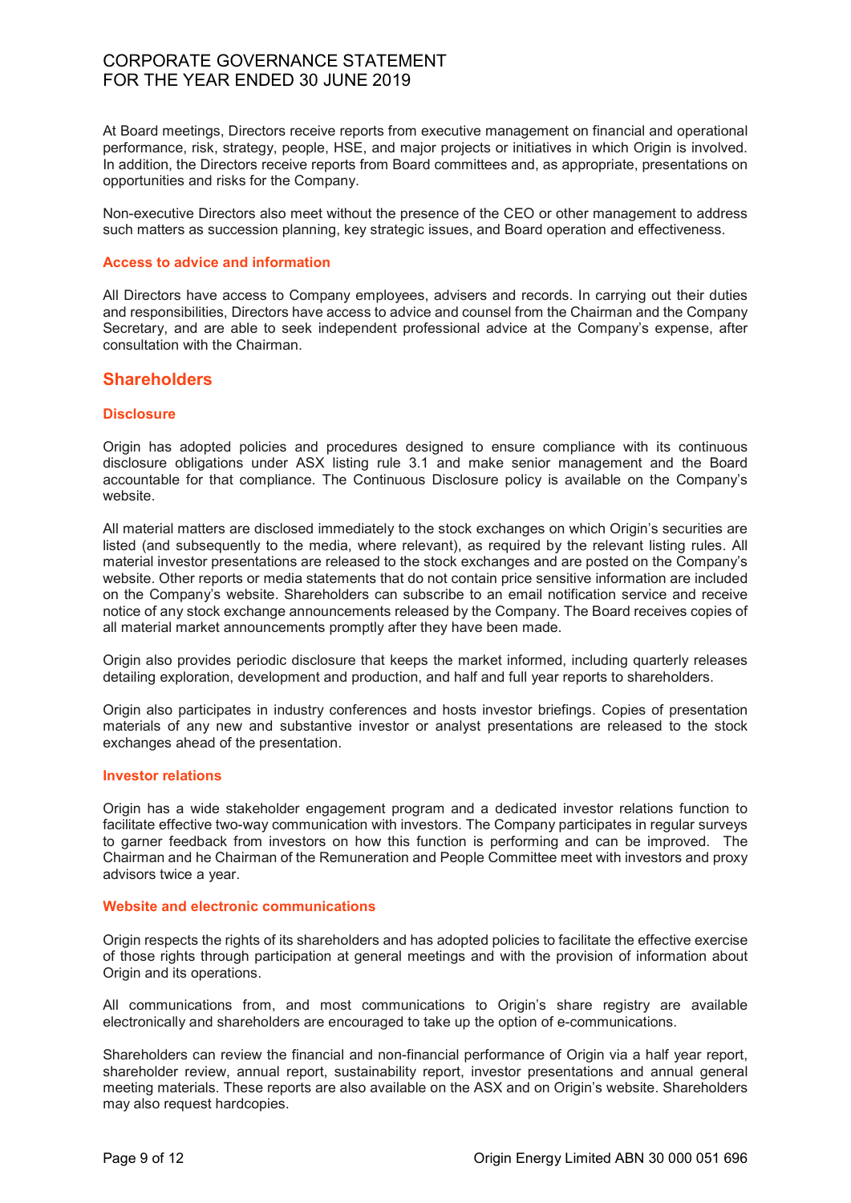At Board meetings, Directors receive reports from executive management on financial and operational performance, risk, strategy, people, HSE, and major projects or initiatives in which Origin is involved. In addition, the Directors receive reports from Board committees and, as appropriate, presentations on opportunities and risks for the Company.

Non-executive Directors also meet without the presence of the CEO or other management to address such matters as succession planning, key strategic issues, and Board operation and effectiveness.

### Access to advice and information

All Directors have access to Company employees, advisers and records. In carrying out their duties and responsibilities, Directors have access to advice and counsel from the Chairman and the Company Secretary, and are able to seek independent professional advice at the Company's expense, after consultation with the Chairman.

## Shareholders

### Disclosure

Origin has adopted policies and procedures designed to ensure compliance with its continuous disclosure obligations under ASX listing rule 3.1 and make senior management and the Board accountable for that compliance. The Continuous Disclosure policy is available on the Company's website.

All material matters are disclosed immediately to the stock exchanges on which Origin's securities are listed (and subsequently to the media, where relevant), as required by the relevant listing rules. All material investor presentations are released to the stock exchanges and are posted on the Company's website. Other reports or media statements that do not contain price sensitive information are included on the Company's website. Shareholders can subscribe to an email notification service and receive notice of any stock exchange announcements released by the Company. The Board receives copies of all material market announcements promptly after they have been made.

Origin also provides periodic disclosure that keeps the market informed, including quarterly releases detailing exploration, development and production, and half and full year reports to shareholders.

Origin also participates in industry conferences and hosts investor briefings. Copies of presentation materials of any new and substantive investor or analyst presentations are released to the stock exchanges ahead of the presentation.

### Investor relations

Origin has a wide stakeholder engagement program and a dedicated investor relations function to facilitate effective two-way communication with investors. The Company participates in regular surveys to garner feedback from investors on how this function is performing and can be improved. The Chairman and he Chairman of the Remuneration and People Committee meet with investors and proxy advisors twice a year.

### Website and electronic communications

Origin respects the rights of its shareholders and has adopted policies to facilitate the effective exercise of those rights through participation at general meetings and with the provision of information about Origin and its operations.

All communications from, and most communications to Origin's share registry are available electronically and shareholders are encouraged to take up the option of e-communications.

Shareholders can review the financial and non-financial performance of Origin via a half year report, shareholder review, annual report, sustainability report, investor presentations and annual general meeting materials. These reports are also available on the ASX and on Origin's website. Shareholders may also request hardcopies.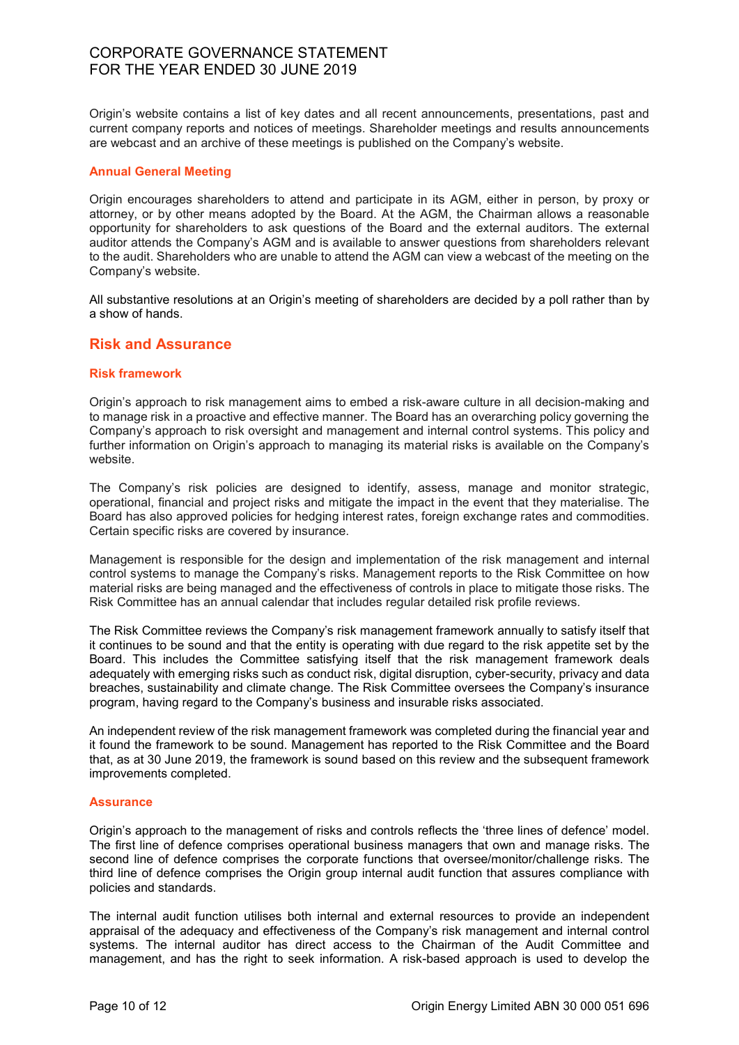Origin's website contains a list of key dates and all recent announcements, presentations, past and current company reports and notices of meetings. Shareholder meetings and results announcements are webcast and an archive of these meetings is published on the Company's website.

### Annual General Meeting

Origin encourages shareholders to attend and participate in its AGM, either in person, by proxy or attorney, or by other means adopted by the Board. At the AGM, the Chairman allows a reasonable opportunity for shareholders to ask questions of the Board and the external auditors. The external auditor attends the Company's AGM and is available to answer questions from shareholders relevant to the audit. Shareholders who are unable to attend the AGM can view a webcast of the meeting on the Company's website.

All substantive resolutions at an Origin's meeting of shareholders are decided by a poll rather than by a show of hands.

## Risk and Assurance

### Risk framework

Origin's approach to risk management aims to embed a risk-aware culture in all decision-making and to manage risk in a proactive and effective manner. The Board has an overarching policy governing the Company's approach to risk oversight and management and internal control systems. This policy and further information on Origin's approach to managing its material risks is available on the Company's website.

The Company's risk policies are designed to identify, assess, manage and monitor strategic, operational, financial and project risks and mitigate the impact in the event that they materialise. The Board has also approved policies for hedging interest rates, foreign exchange rates and commodities. Certain specific risks are covered by insurance.

Management is responsible for the design and implementation of the risk management and internal control systems to manage the Company's risks. Management reports to the Risk Committee on how material risks are being managed and the effectiveness of controls in place to mitigate those risks. The Risk Committee has an annual calendar that includes regular detailed risk profile reviews.

The Risk Committee reviews the Company's risk management framework annually to satisfy itself that it continues to be sound and that the entity is operating with due regard to the risk appetite set by the Board. This includes the Committee satisfying itself that the risk management framework deals adequately with emerging risks such as conduct risk, digital disruption, cyber-security, privacy and data breaches, sustainability and climate change. The Risk Committee oversees the Company's insurance program, having regard to the Company's business and insurable risks associated.

An independent review of the risk management framework was completed during the financial year and it found the framework to be sound. Management has reported to the Risk Committee and the Board that, as at 30 June 2019, the framework is sound based on this review and the subsequent framework improvements completed.

### Assurance

Origin's approach to the management of risks and controls reflects the 'three lines of defence' model. The first line of defence comprises operational business managers that own and manage risks. The second line of defence comprises the corporate functions that oversee/monitor/challenge risks. The third line of defence comprises the Origin group internal audit function that assures compliance with policies and standards.

The internal audit function utilises both internal and external resources to provide an independent appraisal of the adequacy and effectiveness of the Company's risk management and internal control systems. The internal auditor has direct access to the Chairman of the Audit Committee and management, and has the right to seek information. A risk-based approach is used to develop the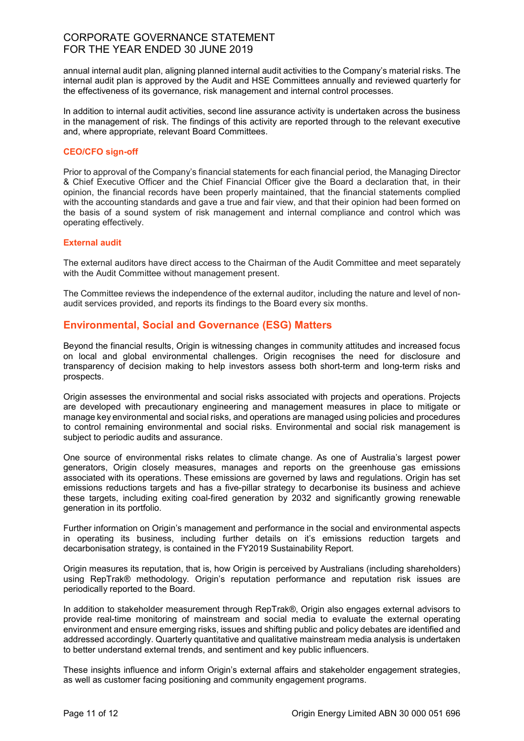annual internal audit plan, aligning planned internal audit activities to the Company's material risks. The internal audit plan is approved by the Audit and HSE Committees annually and reviewed quarterly for the effectiveness of its governance, risk management and internal control processes.

In addition to internal audit activities, second line assurance activity is undertaken across the business in the management of risk. The findings of this activity are reported through to the relevant executive and, where appropriate, relevant Board Committees.

### CEO/CFO sign-off

Prior to approval of the Company's financial statements for each financial period, the Managing Director & Chief Executive Officer and the Chief Financial Officer give the Board a declaration that, in their opinion, the financial records have been properly maintained, that the financial statements complied with the accounting standards and gave a true and fair view, and that their opinion had been formed on the basis of a sound system of risk management and internal compliance and control which was operating effectively.

### External audit

The external auditors have direct access to the Chairman of the Audit Committee and meet separately with the Audit Committee without management present.

The Committee reviews the independence of the external auditor, including the nature and level of non-audit services provided, and reports its findings to the Board every six months.

## Environmental, Social and Governance (ESG) Matters

Beyond the financial results, Origin is witnessing changes in community attitudes and increased focus on local and global environmental challenges. Origin recognises the need for disclosure and transparency of decision making to help investors assess both short-term and long-term risks and prospects.

Origin assesses the environmental and social risks associated with projects and operations. Projects are developed with precautionary engineering and management measures in place to mitigate or manage key environmental and social risks, and operations are managed using policies and procedures to control remaining environmental and social risks. Environmental and social risk management is subject to periodic audits and assurance.

One source of environmental risks relates to climate change. As one of Australia's largest power generators, Origin closely measures, manages and reports on the greenhouse gas emissions associated with its operations. These emissions are governed by laws and regulations. Origin has set emissions reductions targets and has a five-pillar strategy to decarbonise its business and achieve these targets, including exiting coal-fired generation by 2032 and significantly growing renewable generation in its portfolio.

Further information on Origin's management and performance in the social and environmental aspects in operating its business, including further details on it's emissions reduction targets and decarbonisation strategy, is contained in the FY2019 Sustainability Report.

Origin measures its reputation, that is, how Origin is perceived by Australians (including shareholders) using RepTrak® methodology. Origin's reputation performance and reputation risk issues are periodically reported to the Board.

In addition to stakeholder measurement through RepTrak®, Origin also engages external advisors to provide real-time monitoring of mainstream and social media to evaluate the external operating environment and ensure emerging risks, issues and shifting public and policy debates are identified and addressed accordingly. Quarterly quantitative and qualitative mainstream media analysis is undertaken to better understand external trends, and sentiment and key public influencers.

These insights influence and inform Origin's external affairs and stakeholder engagement strategies, as well as customer facing positioning and community engagement programs.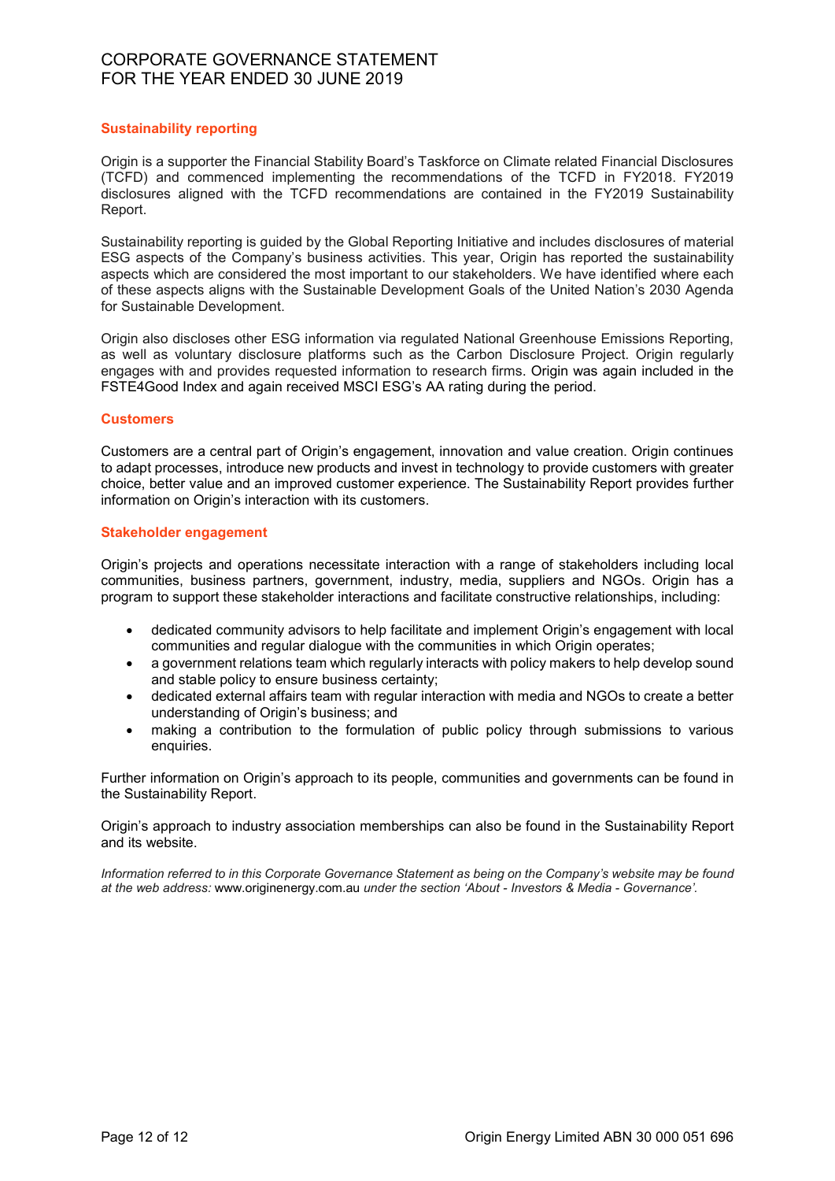## Sustainability reporting

Origin is a supporter the Financial Stability Board's Taskforce on Climate related Financial Disclosures (TCFD) and commenced implementing the recommendations of the TCFD in FY2018. FY2019 disclosures aligned with the TCFD recommendations are contained in the FY2019 Sustainability Report.

Sustainability reporting is guided by the Global Reporting Initiative and includes disclosures of material ESG aspects of the Company's business activities. This year, Origin has reported the sustainability aspects which are considered the most important to our stakeholders. We have identified where each of these aspects aligns with the Sustainable Development Goals of the United Nation's 2030 Agenda for Sustainable Development.

Origin also discloses other ESG information via regulated National Greenhouse Emissions Reporting, as well as voluntary disclosure platforms such as the Carbon Disclosure Project. Origin regularly engages with and provides requested information to research firms. Origin was again included in the FSTE4Good Index and again received MSCI ESG's AA rating during the period.

## Customers

Customers are a central part of Origin's engagement, innovation and value creation. Origin continues to adapt processes, introduce new products and invest in technology to provide customers with greater choice, better value and an improved customer experience. The Sustainability Report provides further information on Origin's interaction with its customers.

## Stakeholder engagement

Origin's projects and operations necessitate interaction with a range of stakeholders including local communities, business partners, government, industry, media, suppliers and NGOs. Origin has a program to support these stakeholder interactions and facilitate constructive relationships, including:

- dedicated community advisors to help facilitate and implement Origin's engagement with local communities and regular dialogue with the communities in which Origin operates;
- a government relations team which regularly interacts with policy makers to help develop sound and stable policy to ensure business certainty;
- dedicated external affairs team with regular interaction with media and NGOs to create a better understanding of Origin's business; and
- making a contribution to the formulation of public policy through submissions to various enquiries.

Further information on Origin's approach to its people, communities and governments can be found in the Sustainability Report.

Origin's approach to industry association memberships can also be found in the Sustainability Report and its website.

*Information referred to in this Corporate Governance Statement as being on the Company's website may be found at the web address:* www.originenergy.com.au *under the section 'About - Investors & Media - Governance'.*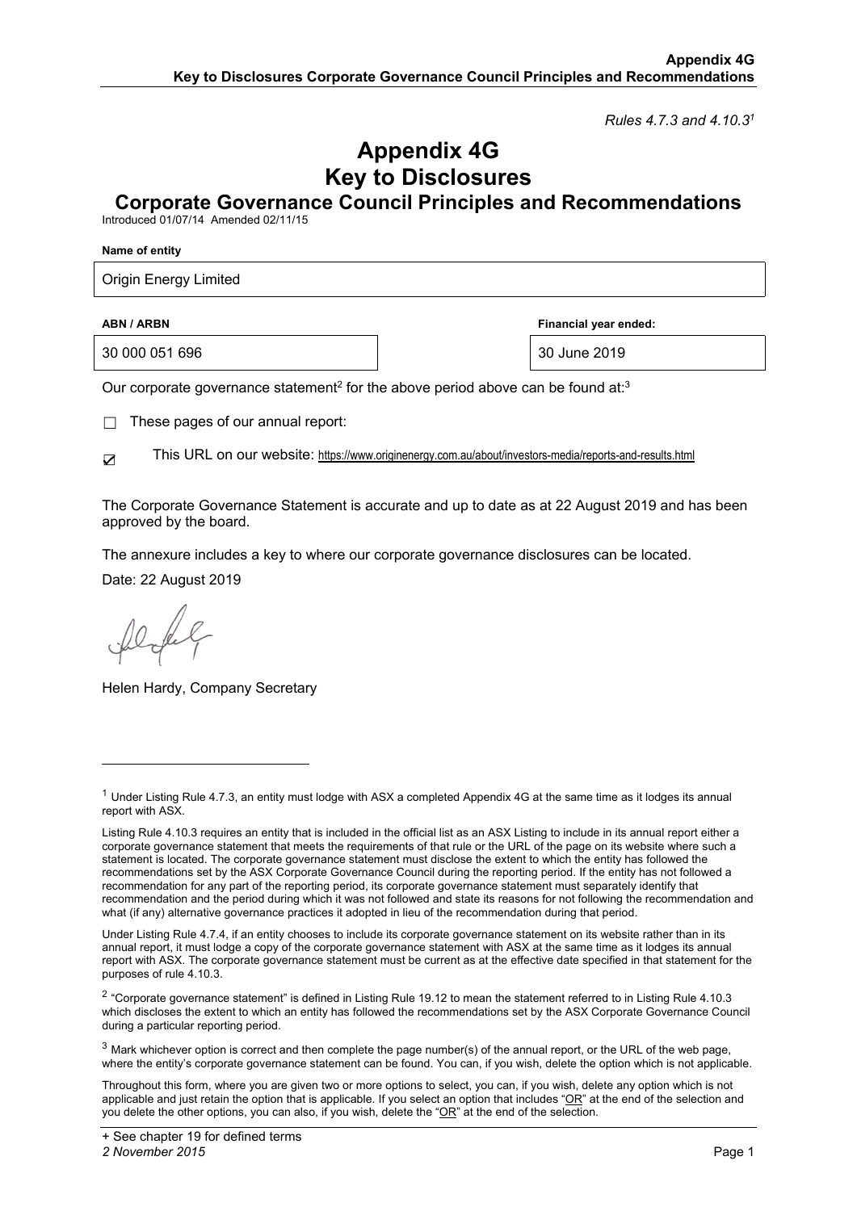*Rules 4.7.3 and 4.10.3*[1]

# Appendix 4G
# Key to Disclosures
## Corporate Governance Council Principles and Recommendations

Introduced 01/07/14 Amended 02/11/15

**Name of entity**

Origin Energy Limited

| **ABN / ARBN** | **Financial year ended:** |
|---|---|
| 30 000 051 696 | 30 June 2019 |

Our corporate governance statement[2] for the above period above can be found at:[3]

☐ These pages of our annual report:

☑ This URL on our website: https://www.originenergy.com.au/about/investors-media/reports-and-results.html

The Corporate Governance Statement is accurate and up to date as at 22 August 2019 and has been approved by the board.

The annexure includes a key to where our corporate governance disclosures can be located.

Date: 22 August 2019

Helen Hardy, Company Secretary

---

[1] Under Listing Rule 4.7.3, an entity must lodge with ASX a completed Appendix 4G at the same time as it lodges its annual report with ASX.

Listing Rule 4.10.3 requires an entity that is included in the official list as an ASX Listing to include in its annual report either a corporate governance statement that meets the requirements of that rule or the URL of the page on its website where such a statement is located. The corporate governance statement must disclose the extent to which the entity has followed the recommendations set by the ASX Corporate Governance Council during the reporting period. If the entity has not followed a recommendation for any part of the reporting period, its corporate governance statement must separately identify that recommendation and the period during which it was not followed and state its reasons for not following the recommendation and what (if any) alternative governance practices it adopted in lieu of the recommendation during that period.

Under Listing Rule 4.7.4, if an entity chooses to include its corporate governance statement on its website rather than in its annual report, it must lodge a copy of the corporate governance statement with ASX at the same time as it lodges its annual report with ASX. The corporate governance statement must be current as at the effective date specified in that statement for the purposes of rule 4.10.3.

[2] "Corporate governance statement" is defined in Listing Rule 19.12 to mean the statement referred to in Listing Rule 4.10.3 which discloses the extent to which an entity has followed the recommendations set by the ASX Corporate Governance Council during a particular reporting period.

[3] Mark whichever option is correct and then complete the page number(s) of the annual report, or the URL of the web page, where the entity's corporate governance statement can be found. You can, if you wish, delete the option which is not applicable.

Throughout this form, where you are given two or more options to select, you can, if you wish, delete any option which is not applicable and just retain the option that is applicable. If you select an option that includes "OR" at the end of the selection and you delete the other options, you can also, if you wish, delete the "OR" at the end of the selection.

+ See chapter 19 for defined terms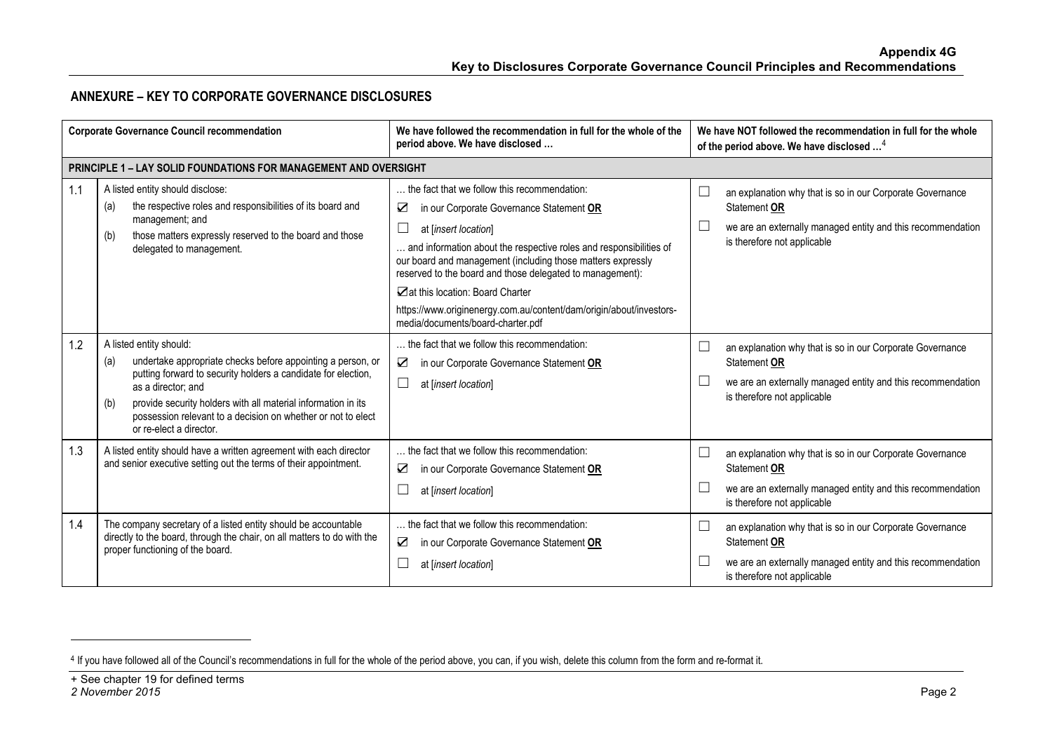## ANNEXURE – KEY TO CORPORATE GOVERNANCE DISCLOSURES

| | Corporate Governance Council recommendation | We have followed the recommendation in full for the whole of the period above. We have disclosed … | We have NOT followed the recommendation in full for the whole of the period above. We have disclosed …[4] |
|---|---|---|---|
| **PRINCIPLE 1 – LAY SOLID FOUNDATIONS FOR MANAGEMENT AND OVERSIGHT** | | | |
| 1.1 | A listed entity should disclose:<br>(a) the respective roles and responsibilities of its board and management; and<br>(b) those matters expressly reserved to the board and those delegated to management. | … the fact that we follow this recommendation:<br>☑ in our Corporate Governance Statement **OR**<br>☐ at [*insert location*]<br>… and information about the respective roles and responsibilities of our board and management (including those matters expressly reserved to the board and those delegated to management):<br>☑at this location: Board Charter<br>https://www.originenergy.com.au/content/dam/origin/about/investors-media/documents/board-charter.pdf | ☐ an explanation why that is so in our Corporate Governance Statement **OR**<br>☐ we are an externally managed entity and this recommendation is therefore not applicable |
| 1.2 | A listed entity should:<br>(a) undertake appropriate checks before appointing a person, or putting forward to security holders a candidate for election, as a director; and<br>(b) provide security holders with all material information in its possession relevant to a decision on whether or not to elect or re-elect a director. | … the fact that we follow this recommendation:<br>☑ in our Corporate Governance Statement **OR**<br>☐ at [*insert location*] | ☐ an explanation why that is so in our Corporate Governance Statement **OR**<br>☐ we are an externally managed entity and this recommendation is therefore not applicable |
| 1.3 | A listed entity should have a written agreement with each director and senior executive setting out the terms of their appointment. | … the fact that we follow this recommendation:<br>☑ in our Corporate Governance Statement **OR**<br>☐ at [*insert location*] | ☐ an explanation why that is so in our Corporate Governance Statement **OR**<br>☐ we are an externally managed entity and this recommendation is therefore not applicable |
| 1.4 | The company secretary of a listed entity should be accountable directly to the board, through the chair, on all matters to do with the proper functioning of the board. | … the fact that we follow this recommendation:<br>☑ in our Corporate Governance Statement **OR**<br>☐ at [*insert location*] | ☐ an explanation why that is so in our Corporate Governance Statement **OR**<br>☐ we are an externally managed entity and this recommendation is therefore not applicable |

[4] If you have followed all of the Council's recommendations in full for the whole of the period above, you can, if you wish, delete this column from the form and re-format it.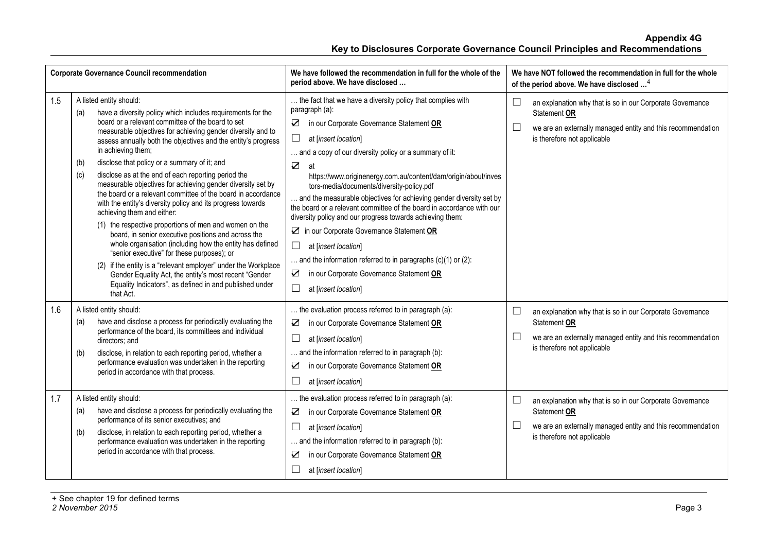| Corporate Governance Council recommendation | | We have followed the recommendation in full for the whole of the period above. We have disclosed … | We have NOT followed the recommendation in full for the whole of the period above. We have disclosed …[4] |
|---|---|---|---|
| 1.5 | A listed entity should:<br>(a) have a diversity policy which includes requirements for the board or a relevant committee of the board to set measurable objectives for achieving gender diversity and to assess annually both the objectives and the entity's progress in achieving them;<br>(b) disclose that policy or a summary of it; and<br>(c) disclose as at the end of each reporting period the measurable objectives for achieving gender diversity set by the board or a relevant committee of the board in accordance with the entity's diversity policy and its progress towards achieving them and either:<br>(1) the respective proportions of men and women on the board, in senior executive positions and across the whole organisation (including how the entity has defined "senior executive" for these purposes); or<br>(2) if the entity is a "relevant employer" under the Workplace Gender Equality Act, the entity's most recent "Gender Equality Indicators", as defined in and published under that Act. | … the fact that we have a diversity policy that complies with paragraph (a):<br>☑ in our Corporate Governance Statement **OR**<br>☐ at [*insert location*]<br>… and a copy of our diversity policy or a summary of it:<br>☑ at https://www.originenergy.com.au/content/dam/origin/about/investors-media/documents/diversity-policy.pdf<br>… and the measurable objectives for achieving gender diversity set by the board or a relevant committee of the board in accordance with our diversity policy and our progress towards achieving them:<br>☑ in our Corporate Governance Statement **OR**<br>☐ at [*insert location*]<br>… and the information referred to in paragraphs (c)(1) or (2):<br>☑ in our Corporate Governance Statement **OR**<br>☐ at [*insert location*] | ☐ an explanation why that is so in our Corporate Governance Statement **OR**<br>☐ we are an externally managed entity and this recommendation is therefore not applicable |
| 1.6 | A listed entity should:<br>(a) have and disclose a process for periodically evaluating the performance of the board, its committees and individual directors; and<br>(b) disclose, in relation to each reporting period, whether a performance evaluation was undertaken in the reporting period in accordance with that process. | … the evaluation process referred to in paragraph (a):<br>☑ in our Corporate Governance Statement **OR**<br>☐ at [*insert location*]<br>… and the information referred to in paragraph (b):<br>☑ in our Corporate Governance Statement **OR**<br>☐ at [*insert location*] | ☐ an explanation why that is so in our Corporate Governance Statement **OR**<br>☐ we are an externally managed entity and this recommendation is therefore not applicable |
| 1.7 | A listed entity should:<br>(a) have and disclose a process for periodically evaluating the performance of its senior executives; and<br>(b) disclose, in relation to each reporting period, whether a performance evaluation was undertaken in the reporting period in accordance with that process. | … the evaluation process referred to in paragraph (a):<br>☑ in our Corporate Governance Statement **OR**<br>☐ at [*insert location*]<br>… and the information referred to in paragraph (b):<br>☑ in our Corporate Governance Statement **OR**<br>☐ at [*insert location*] | ☐ an explanation why that is so in our Corporate Governance Statement **OR**<br>☐ we are an externally managed entity and this recommendation is therefore not applicable |

+ See chapter 19 for defined terms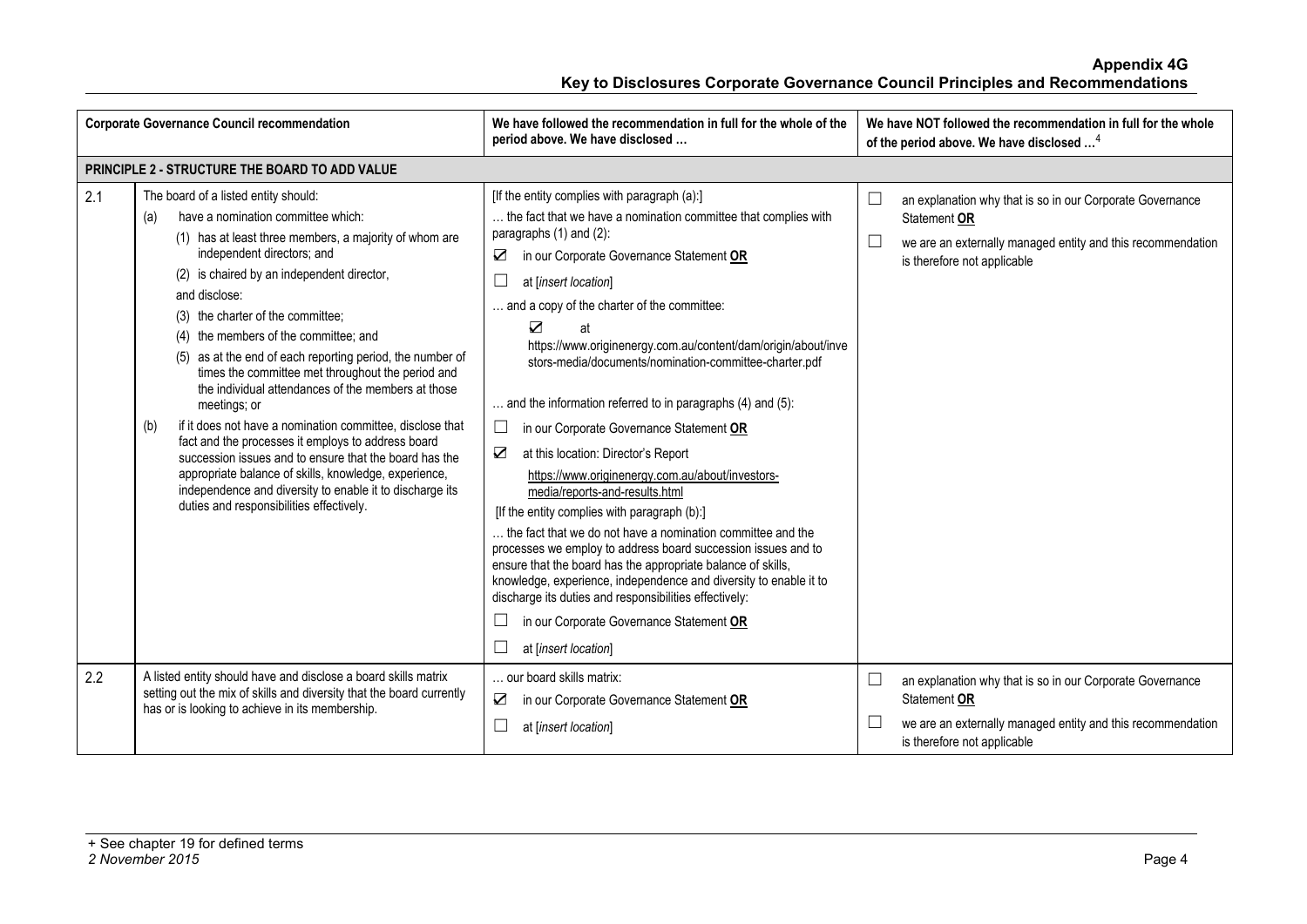| Corporate Governance Council recommendation | | We have followed the recommendation in full for the whole of the period above. We have disclosed … | We have NOT followed the recommendation in full for the whole of the period above. We have disclosed …[4] |
|---|---|---|---|
| **PRINCIPLE 2 - STRUCTURE THE BOARD TO ADD VALUE** | | | |
| 2.1 | The board of a listed entity should:<br>(a) have a nomination committee which:<br>(1) has at least three members, a majority of whom are independent directors; and<br>(2) is chaired by an independent director,<br>and disclose:<br>(3) the charter of the committee;<br>(4) the members of the committee; and<br>(5) as at the end of each reporting period, the number of times the committee met throughout the period and the individual attendances of the members at those meetings; or<br>(b) if it does not have a nomination committee, disclose that fact and the processes it employs to address board succession issues and to ensure that the board has the appropriate balance of skills, knowledge, experience, independence and diversity to enable it to discharge its duties and responsibilities effectively. | [If the entity complies with paragraph (a):]<br>… the fact that we have a nomination committee that complies with paragraphs (1) and (2):<br>☑ in our Corporate Governance Statement **OR**<br>☐ at [*insert location*]<br>… and a copy of the charter of the committee:<br>☑ at https://www.originenergy.com.au/content/dam/origin/about/investors-media/documents/nomination-committee-charter.pdf<br>… and the information referred to in paragraphs (4) and (5):<br>☐ in our Corporate Governance Statement **OR**<br>☑ at this location: Director's Report https://www.originenergy.com.au/about/investors-media/reports-and-results.html<br>[If the entity complies with paragraph (b):]<br>… the fact that we do not have a nomination committee and the processes we employ to address board succession issues and to ensure that the board has the appropriate balance of skills, knowledge, experience, independence and diversity to enable it to discharge its duties and responsibilities effectively:<br>☐ in our Corporate Governance Statement **OR**<br>☐ at [*insert location*] | ☐ an explanation why that is so in our Corporate Governance Statement **OR**<br>☐ we are an externally managed entity and this recommendation is therefore not applicable |
| 2.2 | A listed entity should have and disclose a board skills matrix setting out the mix of skills and diversity that the board currently has or is looking to achieve in its membership. | … our board skills matrix:<br>☑ in our Corporate Governance Statement **OR**<br>☐ at [*insert location*] | ☐ an explanation why that is so in our Corporate Governance Statement **OR**<br>☐ we are an externally managed entity and this recommendation is therefore not applicable |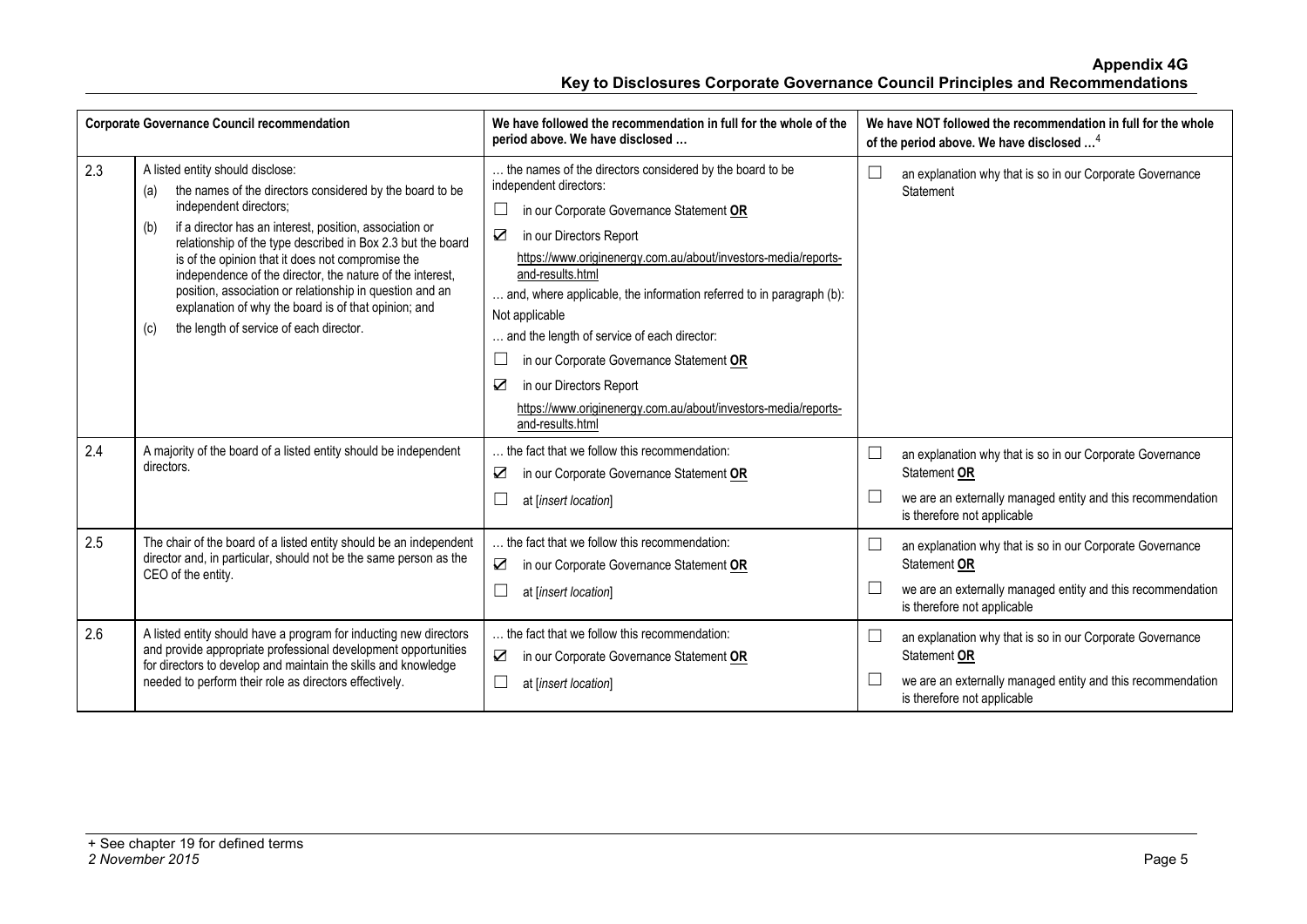| Corporate Governance Council recommendation | | We have followed the recommendation in full for the whole of the period above. We have disclosed … | We have NOT followed the recommendation in full for the whole of the period above. We have disclosed …[4] |
|---|---|---|---|
| 2.3 | A listed entity should disclose:<br>(a) the names of the directors considered by the board to be independent directors;<br>(b) if a director has an interest, position, association or relationship of the type described in Box 2.3 but the board is of the opinion that it does not compromise the independence of the director, the nature of the interest, position, association or relationship in question and an explanation of why the board is of that opinion; and<br>(c) the length of service of each director. | … the names of the directors considered by the board to be independent directors:<br>☐ in our Corporate Governance Statement **OR**<br>☑ in our Directors Report<br>https://www.originenergy.com.au/about/investors-media/reports-and-results.html<br>… and, where applicable, the information referred to in paragraph (b):<br>Not applicable<br>… and the length of service of each director:<br>☐ in our Corporate Governance Statement **OR**<br>☑ in our Directors Report<br>https://www.originenergy.com.au/about/investors-media/reports-and-results.html | ☐ an explanation why that is so in our Corporate Governance Statement |
| 2.4 | A majority of the board of a listed entity should be independent directors. | … the fact that we follow this recommendation:<br>☑ in our Corporate Governance Statement **OR**<br>☐ at [*insert location*] | ☐ an explanation why that is so in our Corporate Governance Statement **OR**<br>☐ we are an externally managed entity and this recommendation is therefore not applicable |
| 2.5 | The chair of the board of a listed entity should be an independent director and, in particular, should not be the same person as the CEO of the entity. | … the fact that we follow this recommendation:<br>☑ in our Corporate Governance Statement **OR**<br>☐ at [*insert location*] | ☐ an explanation why that is so in our Corporate Governance Statement **OR**<br>☐ we are an externally managed entity and this recommendation is therefore not applicable |
| 2.6 | A listed entity should have a program for inducting new directors and provide appropriate professional development opportunities for directors to develop and maintain the skills and knowledge needed to perform their role as directors effectively. | … the fact that we follow this recommendation:<br>☑ in our Corporate Governance Statement **OR**<br>☐ at [*insert location*] | ☐ an explanation why that is so in our Corporate Governance Statement **OR**<br>☐ we are an externally managed entity and this recommendation is therefore not applicable |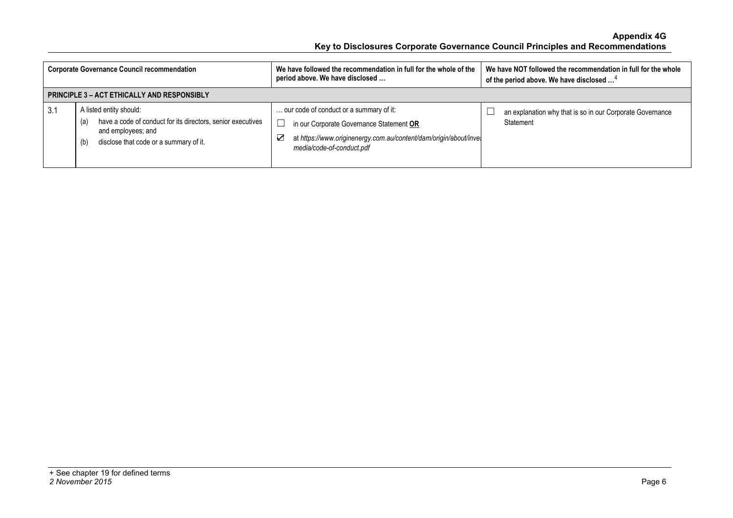| Corporate Governance Council recommendation | | We have followed the recommendation in full for the whole of the period above. We have disclosed … | We have NOT followed the recommendation in full for the whole of the period above. We have disclosed …[4] |
|---|---|---|---|
| **PRINCIPLE 3 – ACT ETHICALLY AND RESPONSIBLY** | | | |
| 3.1 | A listed entity should:<br>(a) have a code of conduct for its directors, senior executives and employees; and<br>(b) disclose that code or a summary of it. | … our code of conduct or a summary of it:<br>☐ in our Corporate Governance Statement **OR**<br>☑ at *https://www.originenergy.com.au/content/dam/origin/about/inves media/code-of-conduct.pdf* | ☐ an explanation why that is so in our Corporate Governance Statement |

+ See chapter 19 for defined terms

*2 November 2015*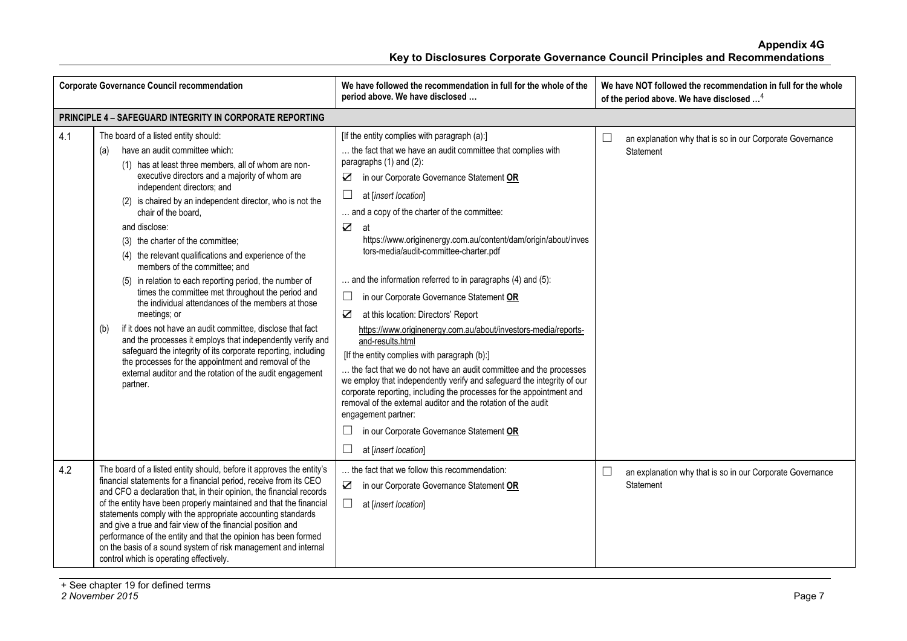| Corporate Governance Council recommendation | | We have followed the recommendation in full for the whole of the period above. We have disclosed … | We have NOT followed the recommendation in full for the whole of the period above. We have disclosed …[4] |
|---|---|---|---|
| **PRINCIPLE 4 – SAFEGUARD INTEGRITY IN CORPORATE REPORTING** | | | |
| 4.1 | The board of a listed entity should:<br>(a) have an audit committee which:<br>(1) has at least three members, all of whom are non-executive directors and a majority of whom are independent directors; and<br>(2) is chaired by an independent director, who is not the chair of the board,<br>and disclose:<br>(3) the charter of the committee;<br>(4) the relevant qualifications and experience of the members of the committee; and<br>(5) in relation to each reporting period, the number of times the committee met throughout the period and the individual attendances of the members at those meetings; or<br>(b) if it does not have an audit committee, disclose that fact and the processes it employs that independently verify and safeguard the integrity of its corporate reporting, including the processes for the appointment and removal of the external auditor and the rotation of the audit engagement partner. | [If the entity complies with paragraph (a):]<br>… the fact that we have an audit committee that complies with paragraphs (1) and (2):<br>☑ in our Corporate Governance Statement **OR**<br>☐ at [*insert location*]<br>… and a copy of the charter of the committee:<br>☑ at https://www.originenergy.com.au/content/dam/origin/about/investors-media/audit-committee-charter.pdf<br>… and the information referred to in paragraphs (4) and (5):<br>☐ in our Corporate Governance Statement **OR**<br>☑ at this location: Directors' Report https://www.originenergy.com.au/about/investors-media/reports-and-results.html<br>[If the entity complies with paragraph (b):]<br>… the fact that we do not have an audit committee and the processes we employ that independently verify and safeguard the integrity of our corporate reporting, including the processes for the appointment and removal of the external auditor and the rotation of the audit engagement partner:<br>☐ in our Corporate Governance Statement **OR**<br>☐ at [*insert location*] | ☐ an explanation why that is so in our Corporate Governance Statement |
| 4.2 | The board of a listed entity should, before it approves the entity's financial statements for a financial period, receive from its CEO and CFO a declaration that, in their opinion, the financial records of the entity have been properly maintained and that the financial statements comply with the appropriate accounting standards and give a true and fair view of the financial position and performance of the entity and that the opinion has been formed on the basis of a sound system of risk management and internal control which is operating effectively. | … the fact that we follow this recommendation:<br>☑ in our Corporate Governance Statement **OR**<br>☐ at [*insert location*] | ☐ an explanation why that is so in our Corporate Governance Statement |

+ See chapter 19 for defined terms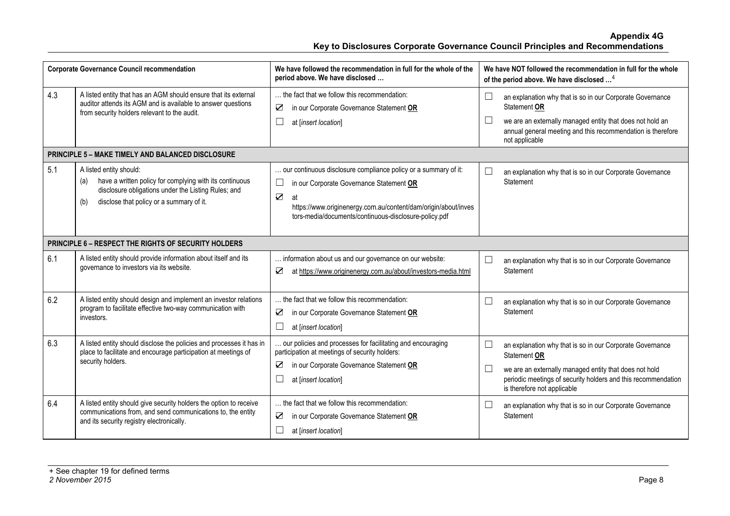| Corporate Governance Council recommendation | | We have followed the recommendation in full for the whole of the period above. We have disclosed … | We have NOT followed the recommendation in full for the whole of the period above. We have disclosed …[4] |
|---|---|---|---|
| 4.3 | A listed entity that has an AGM should ensure that its external auditor attends its AGM and is available to answer questions from security holders relevant to the audit. | … the fact that we follow this recommendation:<br>☑ in our Corporate Governance Statement **OR**<br>☐ at [*insert location*] | ☐ an explanation why that is so in our Corporate Governance Statement **OR**<br>☐ we are an externally managed entity that does not hold an annual general meeting and this recommendation is therefore not applicable |
| **PRINCIPLE 5 – MAKE TIMELY AND BALANCED DISCLOSURE** | | | |
| 5.1 | A listed entity should:<br>(a) have a written policy for complying with its continuous disclosure obligations under the Listing Rules; and<br>(b) disclose that policy or a summary of it. | … our continuous disclosure compliance policy or a summary of it:<br>☐ in our Corporate Governance Statement **OR**<br>☑ at https://www.originenergy.com.au/content/dam/origin/about/investors-media/documents/continuous-disclosure-policy.pdf | ☐ an explanation why that is so in our Corporate Governance Statement |
| **PRINCIPLE 6 – RESPECT THE RIGHTS OF SECURITY HOLDERS** | | | |
| 6.1 | A listed entity should provide information about itself and its governance to investors via its website. | … information about us and our governance on our website:<br>☑ at https://www.originenergy.com.au/about/investors-media.html | ☐ an explanation why that is so in our Corporate Governance Statement |
| 6.2 | A listed entity should design and implement an investor relations program to facilitate effective two-way communication with investors. | … the fact that we follow this recommendation:<br>☑ in our Corporate Governance Statement **OR**<br>☐ at [*insert location*] | ☐ an explanation why that is so in our Corporate Governance Statement |
| 6.3 | A listed entity should disclose the policies and processes it has in place to facilitate and encourage participation at meetings of security holders. | … our policies and processes for facilitating and encouraging participation at meetings of security holders:<br>☑ in our Corporate Governance Statement **OR**<br>☐ at [*insert location*] | ☐ an explanation why that is so in our Corporate Governance Statement **OR**<br>☐ we are an externally managed entity that does not hold periodic meetings of security holders and this recommendation is therefore not applicable |
| 6.4 | A listed entity should give security holders the option to receive communications from, and send communications to, the entity and its security registry electronically. | … the fact that we follow this recommendation:<br>☑ in our Corporate Governance Statement **OR**<br>☐ at [*insert location*] | ☐ an explanation why that is so in our Corporate Governance Statement |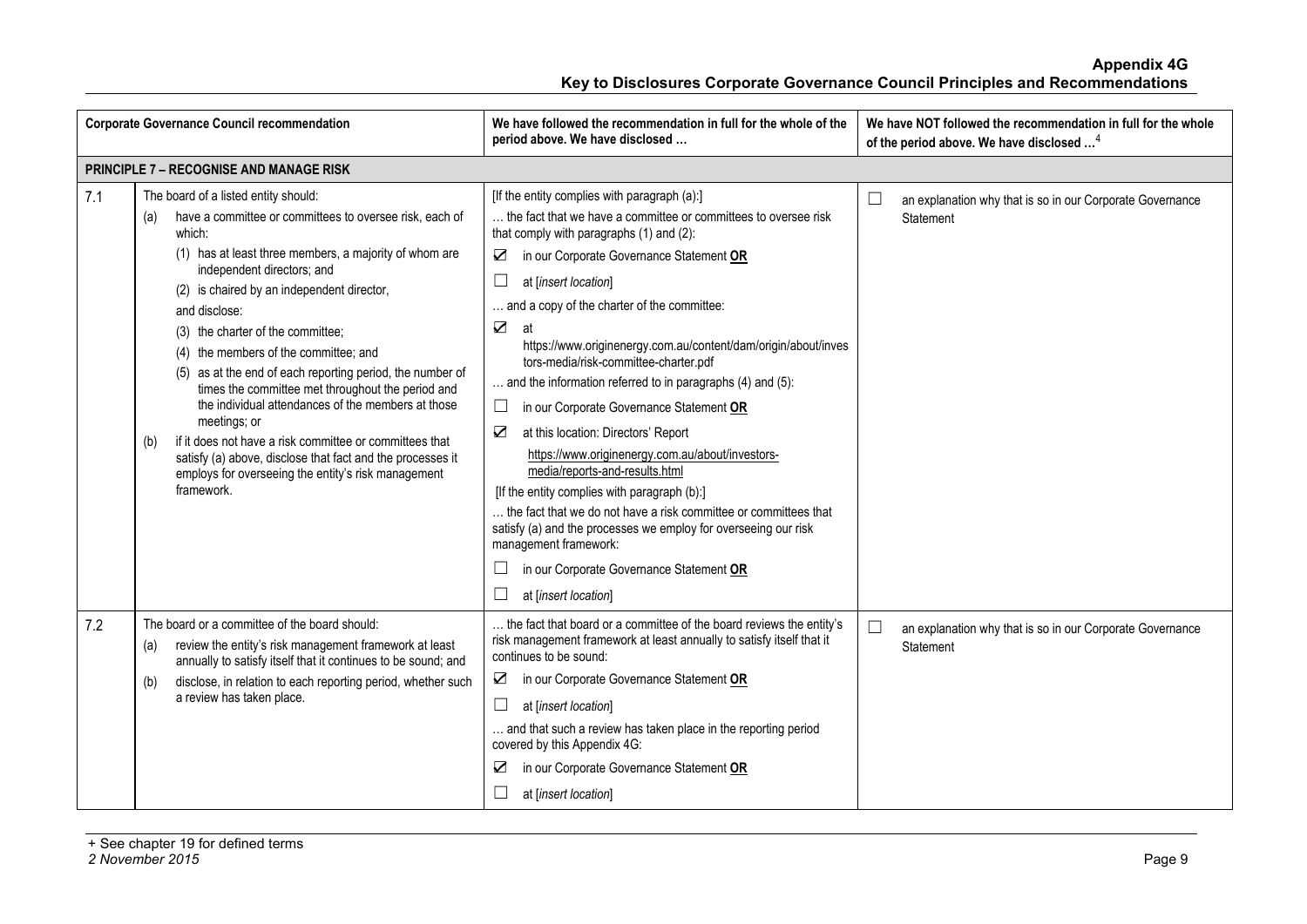| Corporate Governance Council recommendation | | We have followed the recommendation in full for the whole of the period above. We have disclosed … | We have NOT followed the recommendation in full for the whole of the period above. We have disclosed …[4] |
|---|---|---|---|
| **PRINCIPLE 7 – RECOGNISE AND MANAGE RISK** | | | |
| 7.1 | The board of a listed entity should:<br>(a) have a committee or committees to oversee risk, each of which:<br>(1) has at least three members, a majority of whom are independent directors; and<br>(2) is chaired by an independent director,<br>and disclose:<br>(3) the charter of the committee;<br>(4) the members of the committee; and<br>(5) as at the end of each reporting period, the number of times the committee met throughout the period and the individual attendances of the members at those meetings; or<br>(b) if it does not have a risk committee or committees that satisfy (a) above, disclose that fact and the processes it employs for overseeing the entity's risk management framework. | [If the entity complies with paragraph (a):]<br>… the fact that we have a committee or committees to oversee risk that comply with paragraphs (1) and (2):<br>☑ in our Corporate Governance Statement **OR**<br>☐ at [*insert location*]<br>… and a copy of the charter of the committee:<br>☑ at https://www.originenergy.com.au/content/dam/origin/about/investors-media/risk-committee-charter.pdf<br>… and the information referred to in paragraphs (4) and (5):<br>☐ in our Corporate Governance Statement **OR**<br>☑ at this location: Directors' Report https://www.originenergy.com.au/about/investors-media/reports-and-results.html<br>[If the entity complies with paragraph (b):]<br>… the fact that we do not have a risk committee or committees that satisfy (a) and the processes we employ for overseeing our risk management framework:<br>☐ in our Corporate Governance Statement **OR**<br>☐ at [*insert location*] | ☐ an explanation why that is so in our Corporate Governance Statement |
| 7.2 | The board or a committee of the board should:<br>(a) review the entity's risk management framework at least annually to satisfy itself that it continues to be sound; and<br>(b) disclose, in relation to each reporting period, whether such a review has taken place. | … the fact that board or a committee of the board reviews the entity's risk management framework at least annually to satisfy itself that it continues to be sound:<br>☑ in our Corporate Governance Statement **OR**<br>☐ at [*insert location*]<br>… and that such a review has taken place in the reporting period covered by this Appendix 4G:<br>☑ in our Corporate Governance Statement **OR**<br>☐ at [*insert location*] | ☐ an explanation why that is so in our Corporate Governance Statement |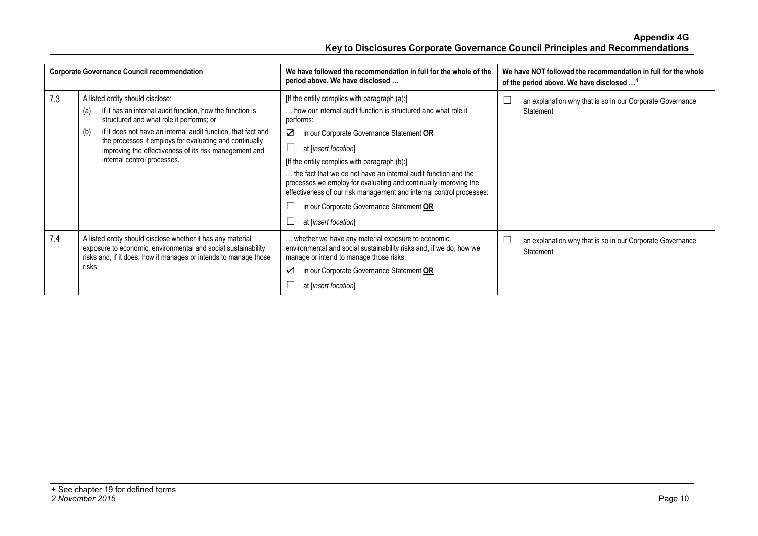| Corporate Governance Council recommendation | | We have followed the recommendation in full for the whole of the period above. We have disclosed … | We have NOT followed the recommendation in full for the whole of the period above. We have disclosed …[4] |
|---|---|---|---|
| 7.3 | A listed entity should disclose:<br>(a) if it has an internal audit function, how the function is structured and what role it performs; or<br>(b) if it does not have an internal audit function, that fact and the processes it employs for evaluating and continually improving the effectiveness of its risk management and internal control processes. | [If the entity complies with paragraph (a):]<br>… how our internal audit function is structured and what role it performs:<br>☑ in our Corporate Governance Statement **OR**<br>☐ at [*insert location*]<br>[If the entity complies with paragraph (b):]<br>… the fact that we do not have an internal audit function and the processes we employ for evaluating and continually improving the effectiveness of our risk management and internal control processes:<br>☐ in our Corporate Governance Statement **OR**<br>☐ at [*insert location*] | ☐ an explanation why that is so in our Corporate Governance Statement |
| 7.4 | A listed entity should disclose whether it has any material exposure to economic, environmental and social sustainability risks and, if it does, how it manages or intends to manage those risks. | … whether we have any material exposure to economic, environmental and social sustainability risks and, if we do, how we manage or intend to manage those risks:<br>☑ in our Corporate Governance Statement **OR**<br>☐ at [*insert location*] | ☐ an explanation why that is so in our Corporate Governance Statement |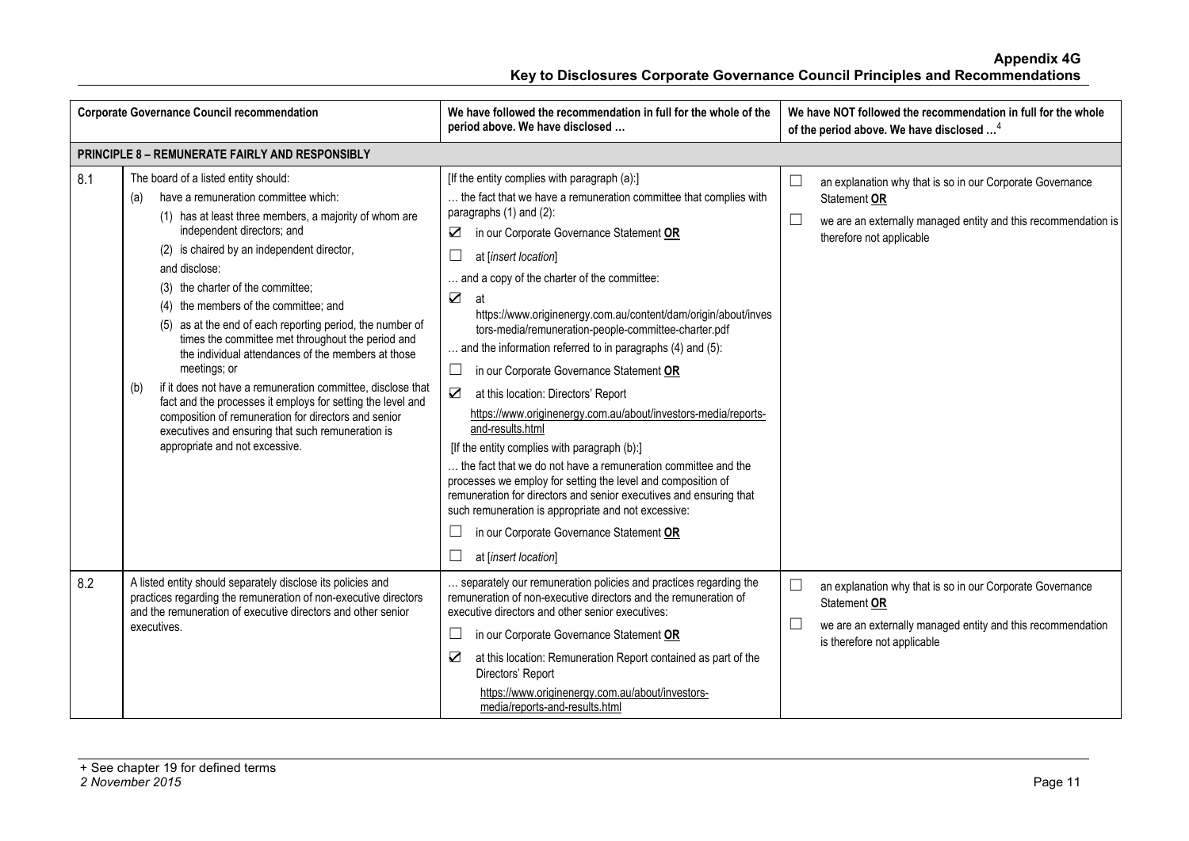| Corporate Governance Council recommendation | | We have followed the recommendation in full for the whole of the period above. We have disclosed … | We have NOT followed the recommendation in full for the whole of the period above. We have disclosed …[4] |
|---|---|---|---|
| **PRINCIPLE 8 – REMUNERATE FAIRLY AND RESPONSIBLY** | | | |
| 8.1 | The board of a listed entity should:<br>(a) have a remuneration committee which:<br>(1) has at least three members, a majority of whom are independent directors; and<br>(2) is chaired by an independent director,<br>and disclose:<br>(3) the charter of the committee;<br>(4) the members of the committee; and<br>(5) as at the end of each reporting period, the number of times the committee met throughout the period and the individual attendances of the members at those meetings; or<br>(b) if it does not have a remuneration committee, disclose that fact and the processes it employs for setting the level and composition of remuneration for directors and senior executives and ensuring that such remuneration is appropriate and not excessive. | [If the entity complies with paragraph (a):]<br>… the fact that we have a remuneration committee that complies with paragraphs (1) and (2):<br>☑ in our Corporate Governance Statement **OR**<br>☐ at [*insert location*]<br>… and a copy of the charter of the committee:<br>☑ at https://www.originenergy.com.au/content/dam/origin/about/investors-media/remuneration-people-committee-charter.pdf<br>… and the information referred to in paragraphs (4) and (5):<br>☐ in our Corporate Governance Statement **OR**<br>☑ at this location: Directors' Report https://www.originenergy.com.au/about/investors-media/reports-and-results.html<br>[If the entity complies with paragraph (b):]<br>… the fact that we do not have a remuneration committee and the processes we employ for setting the level and composition of remuneration for directors and senior executives and ensuring that such remuneration is appropriate and not excessive:<br>☐ in our Corporate Governance Statement **OR**<br>☐ at [*insert location*] | ☐ an explanation why that is so in our Corporate Governance Statement **OR**<br>☐ we are an externally managed entity and this recommendation is therefore not applicable |
| 8.2 | A listed entity should separately disclose its policies and practices regarding the remuneration of non-executive directors and the remuneration of executive directors and other senior executives. | … separately our remuneration policies and practices regarding the remuneration of non-executive directors and the remuneration of executive directors and other senior executives:<br>☐ in our Corporate Governance Statement **OR**<br>☑ at this location: Remuneration Report contained as part of the Directors' Report https://www.originenergy.com.au/about/investors-media/reports-and-results.html | ☐ an explanation why that is so in our Corporate Governance Statement **OR**<br>☐ we are an externally managed entity and this recommendation is therefore not applicable |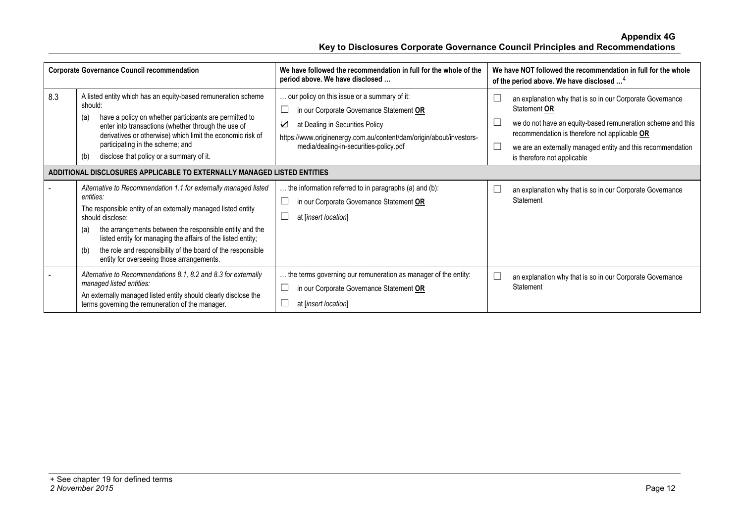| Corporate Governance Council recommendation | | We have followed the recommendation in full for the whole of the period above. We have disclosed … | We have NOT followed the recommendation in full for the whole of the period above. We have disclosed …[4] |
|---|---|---|---|
| 8.3 | A listed entity which has an equity-based remuneration scheme should:<br>(a) have a policy on whether participants are permitted to enter into transactions (whether through the use of derivatives or otherwise) which limit the economic risk of participating in the scheme; and<br>(b) disclose that policy or a summary of it. | … our policy on this issue or a summary of it:<br>☐ in our Corporate Governance Statement **OR**<br>☑ at Dealing in Securities Policy https://www.originenergy.com.au/content/dam/origin/about/investors-media/dealing-in-securities-policy.pdf | ☐ an explanation why that is so in our Corporate Governance Statement **OR**<br>☐ we do not have an equity-based remuneration scheme and this recommendation is therefore not applicable **OR**<br>☐ we are an externally managed entity and this recommendation is therefore not applicable |
| **ADDITIONAL DISCLOSURES APPLICABLE TO EXTERNALLY MANAGED LISTED ENTITIES** | | | |
| - | *Alternative to Recommendation 1.1 for externally managed listed entities:*<br>The responsible entity of an externally managed listed entity should disclose:<br>(a) the arrangements between the responsible entity and the listed entity for managing the affairs of the listed entity;<br>(b) the role and responsibility of the board of the responsible entity for overseeing those arrangements. | … the information referred to in paragraphs (a) and (b):<br>☐ in our Corporate Governance Statement **OR**<br>☐ at [*insert location*] | ☐ an explanation why that is so in our Corporate Governance Statement |
| - | *Alternative to Recommendations 8.1, 8.2 and 8.3 for externally managed listed entities:*<br>An externally managed listed entity should clearly disclose the terms governing the remuneration of the manager. | … the terms governing our remuneration as manager of the entity:<br>☐ in our Corporate Governance Statement **OR**<br>☐ at [*insert location*] | ☐ an explanation why that is so in our Corporate Governance Statement |